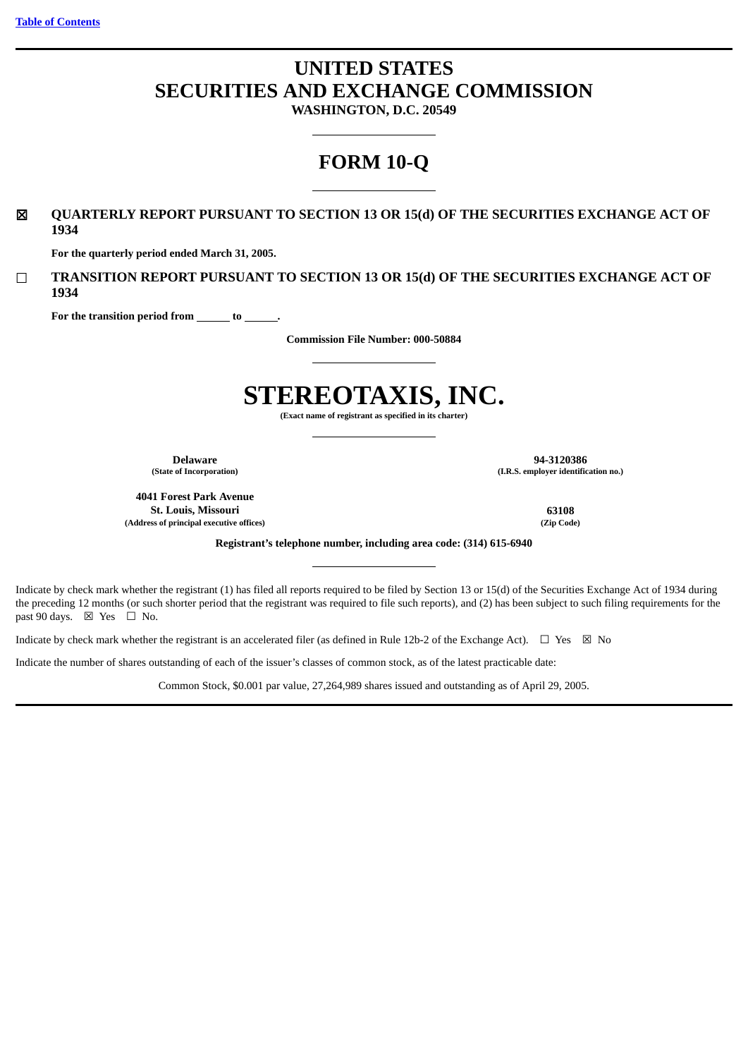[Table of Contents](#)

# UNITED STATES
# SECURITIES AND EXCHANGE COMMISSION

**WASHINGTON, D.C. 20549**

# FORM 10-Q

☒ **QUARTERLY REPORT PURSUANT TO SECTION 13 OR 15(d) OF THE SECURITIES EXCHANGE ACT OF 1934**

**For the quarterly period ended March 31, 2005.**

☐ **TRANSITION REPORT PURSUANT TO SECTION 13 OR 15(d) OF THE SECURITIES EXCHANGE ACT OF 1934**

**For the transition period from ______ to ______.**

**Commission File Number: 000-50884**

# STEREOTAXIS, INC.

**(Exact name of registrant as specified in its charter)**

| | |
|---|---|
| **Delaware**<br>**(State of Incorporation)** | **94-3120386**<br>**(I.R.S. employer identification no.)** |
| **4041 Forest Park Avenue**<br>**St. Louis, Missouri**<br>**(Address of principal executive offices)** | **63108**<br>**(Zip Code)** |

**Registrant's telephone number, including area code: (314) 615-6940**

Indicate by check mark whether the registrant (1) has filed all reports required to be filed by Section 13 or 15(d) of the Securities Exchange Act of 1934 during the preceding 12 months (or such shorter period that the registrant was required to file such reports), and (2) has been subject to such filing requirements for the past 90 days. ☒ Yes ☐ No.

Indicate by check mark whether the registrant is an accelerated filer (as defined in Rule 12b-2 of the Exchange Act). ☐ Yes ☒ No

Indicate the number of shares outstanding of each of the issuer's classes of common stock, as of the latest practicable date:

Common Stock, $0.001 par value, 27,264,989 shares issued and outstanding as of April 29, 2005.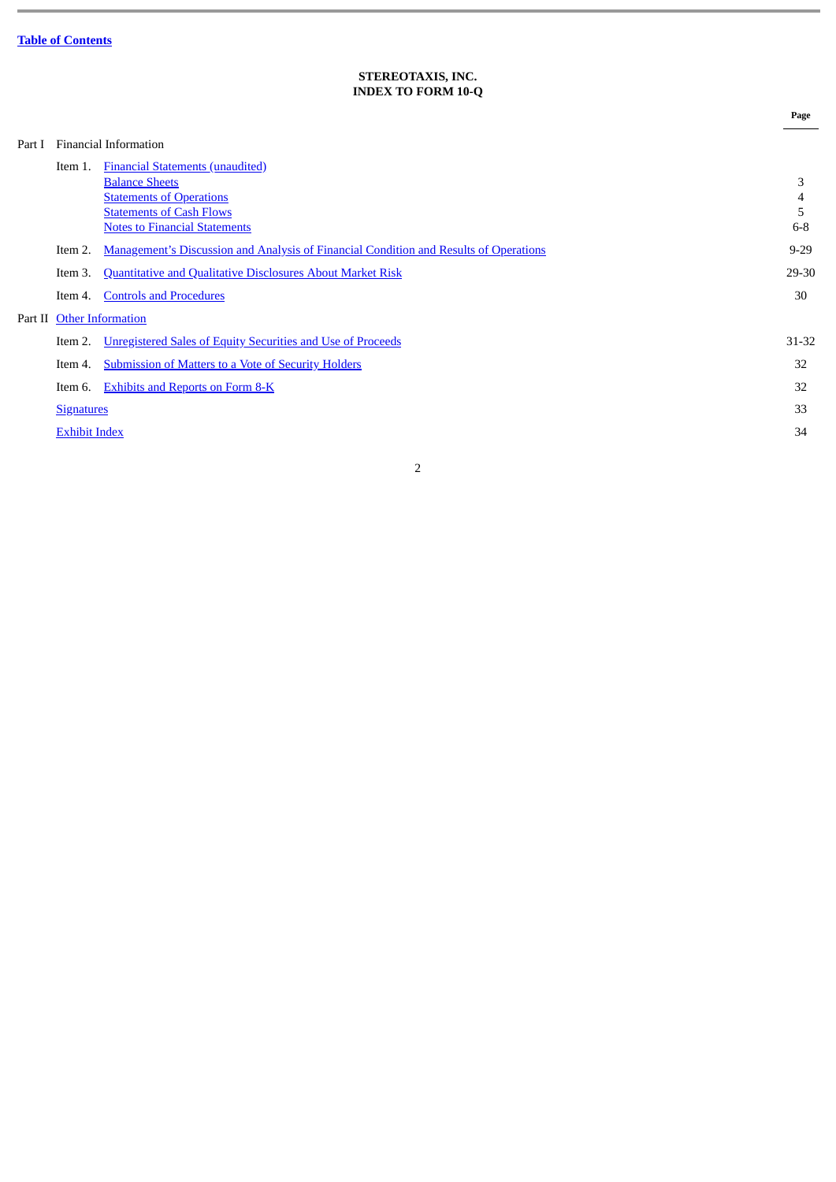[Table of Contents](#)

**STEREOTAXIS, INC.**
**INDEX TO FORM 10-Q**

| | | | Page |
|---|---|---|---|
| Part I | Financial Information | | |
| | Item 1. | Financial Statements (unaudited) | |
| | | Balance Sheets | 3 |
| | | Statements of Operations | 4 |
| | | Statements of Cash Flows | 5 |
| | | Notes to Financial Statements | 6-8 |
| | Item 2. | Management's Discussion and Analysis of Financial Condition and Results of Operations | 9-29 |
| | Item 3. | Quantitative and Qualitative Disclosures About Market Risk | 29-30 |
| | Item 4. | Controls and Procedures | 30 |
| Part II | Other Information | | |
| | Item 2. | Unregistered Sales of Equity Securities and Use of Proceeds | 31-32 |
| | Item 4. | Submission of Matters to a Vote of Security Holders | 32 |
| | Item 6. | Exhibits and Reports on Form 8-K | 32 |
| | Signatures | | 33 |
| | Exhibit Index | | 34 |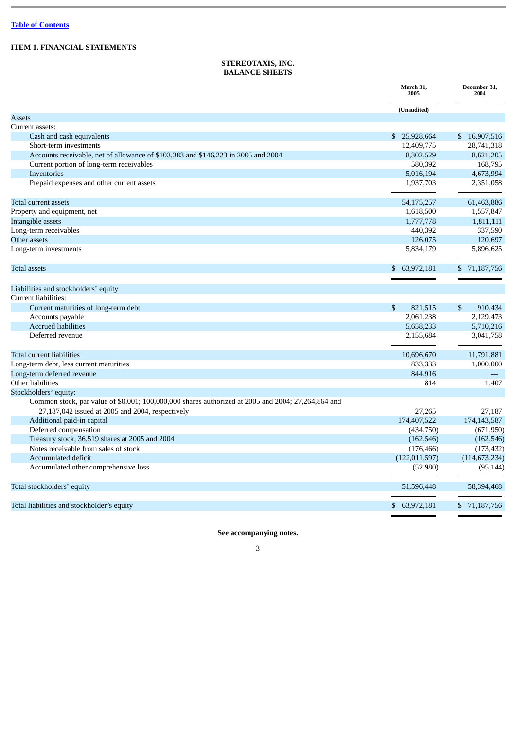[Table of Contents](#)

## ITEM 1. FINANCIAL STATEMENTS

### STEREOTAXIS, INC.
### BALANCE SHEETS

| | March 31, 2005 | December 31, 2004 |
|---|---|---|
| | (Unaudited) | |
| Assets | | |
| Current assets: | | |
| Cash and cash equivalents | $ 25,928,664 | $ 16,907,516 |
| Short-term investments | 12,409,775 | 28,741,318 |
| Accounts receivable, net of allowance of $103,383 and $146,223 in 2005 and 2004 | 8,302,529 | 8,621,205 |
| Current portion of long-term receivables | 580,392 | 168,795 |
| Inventories | 5,016,194 | 4,673,994 |
| Prepaid expenses and other current assets | 1,937,703 | 2,351,058 |
| Total current assets | 54,175,257 | 61,463,886 |
| Property and equipment, net | 1,618,500 | 1,557,847 |
| Intangible assets | 1,777,778 | 1,811,111 |
| Long-term receivables | 440,392 | 337,590 |
| Other assets | 126,075 | 120,697 |
| Long-term investments | 5,834,179 | 5,896,625 |
| Total assets | $ 63,972,181 | $ 71,187,756 |
| Liabilities and stockholders' equity | | |
| Current liabilities: | | |
| Current maturities of long-term debt | $ 821,515 | $ 910,434 |
| Accounts payable | 2,061,238 | 2,129,473 |
| Accrued liabilities | 5,658,233 | 5,710,216 |
| Deferred revenue | 2,155,684 | 3,041,758 |
| Total current liabilities | 10,696,670 | 11,791,881 |
| Long-term debt, less current maturities | 833,333 | 1,000,000 |
| Long-term deferred revenue | 844,916 | — |
| Other liabilities | 814 | 1,407 |
| Stockholders' equity: | | |
| Common stock, par value of $0.001; 100,000,000 shares authorized at 2005 and 2004; 27,264,864 and 27,187,042 issued at 2005 and 2004, respectively | 27,265 | 27,187 |
| Additional paid-in capital | 174,407,522 | 174,143,587 |
| Deferred compensation | (434,750) | (671,950) |
| Treasury stock, 36,519 shares at 2005 and 2004 | (162,546) | (162,546) |
| Notes receivable from sales of stock | (176,466) | (173,432) |
| Accumulated deficit | (122,011,597) | (114,673,234) |
| Accumulated other comprehensive loss | (52,980) | (95,144) |
| Total stockholders' equity | 51,596,448 | 58,394,468 |
| Total liabilities and stockholder's equity | $ 63,972,181 | $ 71,187,756 |

**See accompanying notes.**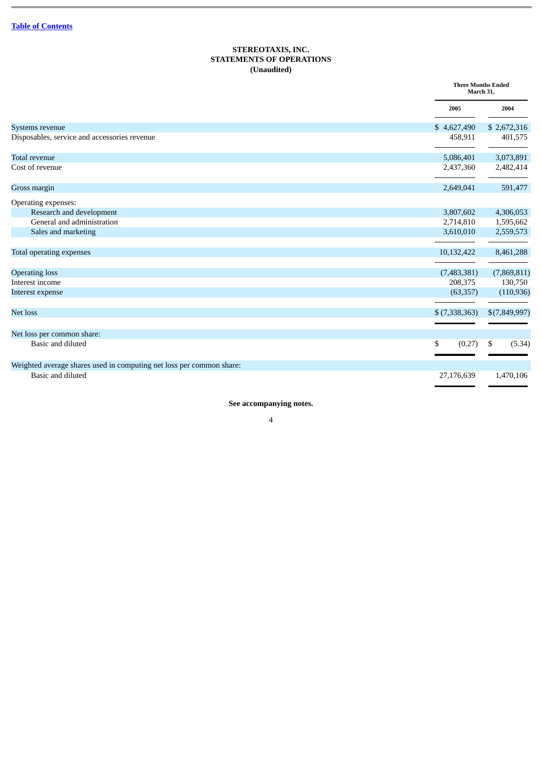[Table of Contents]

**STEREOTAXIS, INC.**
**STATEMENTS OF OPERATIONS**
**(Unaudited)**

| | Three Months Ended March 31, | |
|---|---|---|
| | **2005** | **2004** |
| Systems revenue | $ 4,627,490 | $ 2,672,316 |
| Disposables, service and accessories revenue | 458,911 | 401,575 |
| Total revenue | 5,086,401 | 3,073,891 |
| Cost of revenue | 2,437,360 | 2,482,414 |
| Gross margin | 2,649,041 | 591,477 |
| Operating expenses: | | |
| Research and development | 3,807,602 | 4,306,053 |
| General and administration | 2,714,810 | 1,595,662 |
| Sales and marketing | 3,610,010 | 2,559,573 |
| Total operating expenses | 10,132,422 | 8,461,288 |
| Operating loss | (7,483,381) | (7,869,811) |
| Interest income | 208,375 | 130,750 |
| Interest expense | (63,357) | (110,936) |
| Net loss | $ (7,338,363) | $(7,849,997) |
| Net loss per common share: | | |
| Basic and diluted | $ (0.27) | $ (5.34) |
| Weighted average shares used in computing net loss per common share: | | |
| Basic and diluted | 27,176,639 | 1,470,106 |

**See accompanying notes.**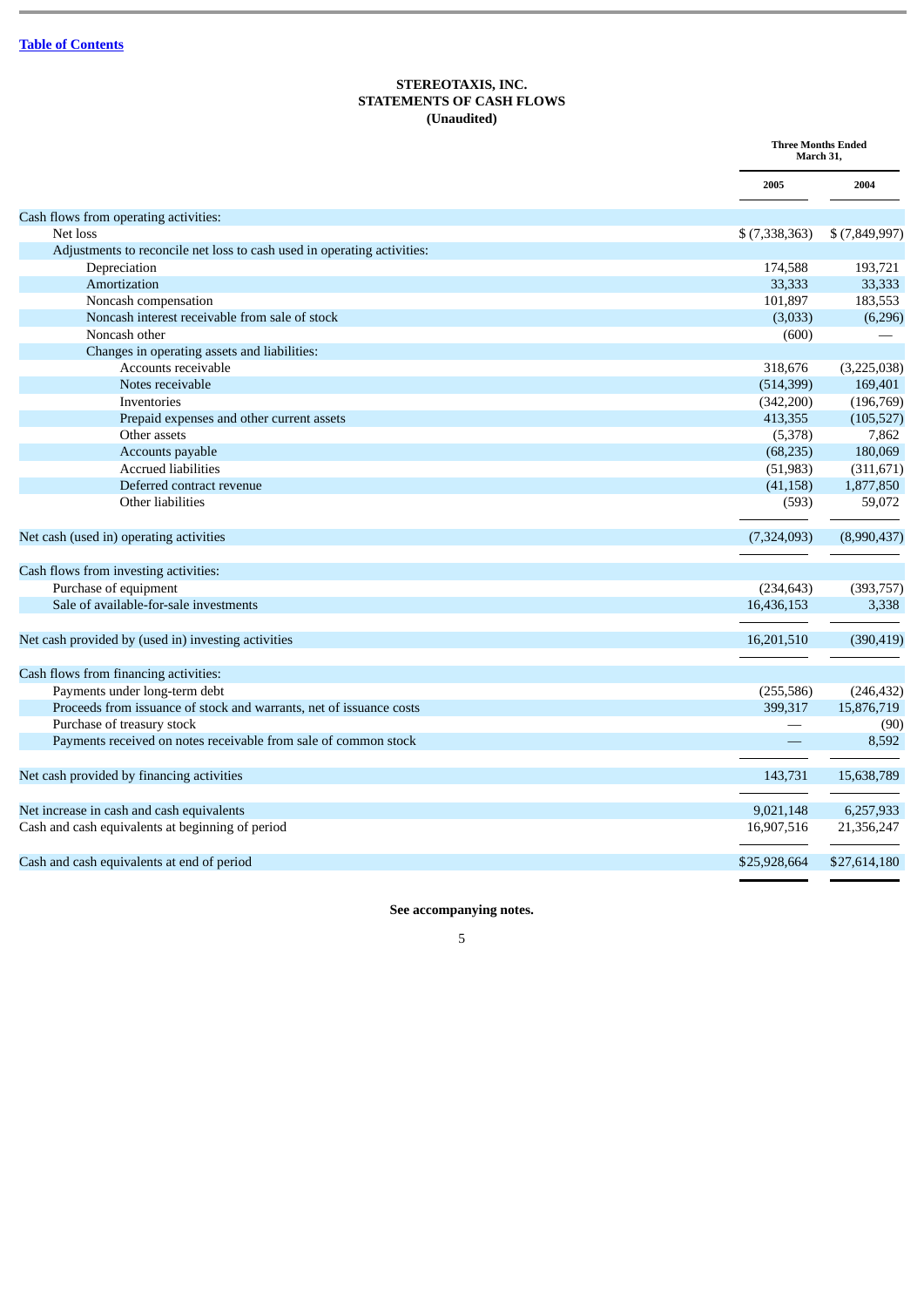[Table of Contents](#)

**STEREOTAXIS, INC.**
**STATEMENTS OF CASH FLOWS**
**(Unaudited)**

| | Three Months Ended March 31, | |
|---|---|---|
| | 2005 | 2004 |
| Cash flows from operating activities: | | |
| Net loss | $ (7,338,363) | $ (7,849,997) |
| Adjustments to reconcile net loss to cash used in operating activities: | | |
| Depreciation | 174,588 | 193,721 |
| Amortization | 33,333 | 33,333 |
| Noncash compensation | 101,897 | 183,553 |
| Noncash interest receivable from sale of stock | (3,033) | (6,296) |
| Noncash other | (600) | — |
| Changes in operating assets and liabilities: | | |
| Accounts receivable | 318,676 | (3,225,038) |
| Notes receivable | (514,399) | 169,401 |
| Inventories | (342,200) | (196,769) |
| Prepaid expenses and other current assets | 413,355 | (105,527) |
| Other assets | (5,378) | 7,862 |
| Accounts payable | (68,235) | 180,069 |
| Accrued liabilities | (51,983) | (311,671) |
| Deferred contract revenue | (41,158) | 1,877,850 |
| Other liabilities | (593) | 59,072 |
| Net cash (used in) operating activities | (7,324,093) | (8,990,437) |
| Cash flows from investing activities: | | |
| Purchase of equipment | (234,643) | (393,757) |
| Sale of available-for-sale investments | 16,436,153 | 3,338 |
| Net cash provided by (used in) investing activities | 16,201,510 | (390,419) |
| Cash flows from financing activities: | | |
| Payments under long-term debt | (255,586) | (246,432) |
| Proceeds from issuance of stock and warrants, net of issuance costs | 399,317 | 15,876,719 |
| Purchase of treasury stock | — | (90) |
| Payments received on notes receivable from sale of common stock | — | 8,592 |
| Net cash provided by financing activities | 143,731 | 15,638,789 |
| Net increase in cash and cash equivalents | 9,021,148 | 6,257,933 |
| Cash and cash equivalents at beginning of period | 16,907,516 | 21,356,247 |
| Cash and cash equivalents at end of period | $25,928,664 | $27,614,180 |

**See accompanying notes.**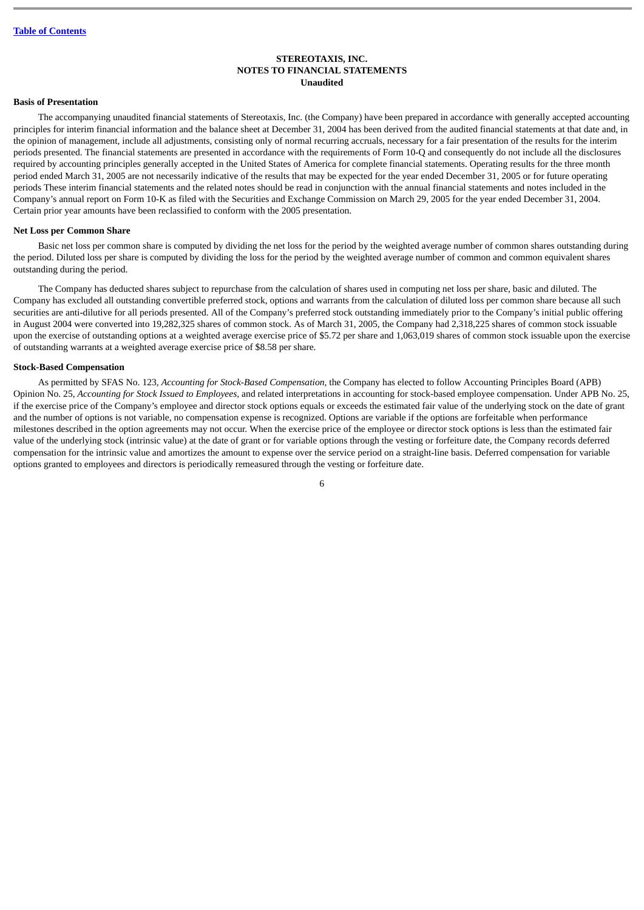**STEREOTAXIS, INC.**
**NOTES TO FINANCIAL STATEMENTS**
**Unaudited**

**Basis of Presentation**

The accompanying unaudited financial statements of Stereotaxis, Inc. (the Company) have been prepared in accordance with generally accepted accounting principles for interim financial information and the balance sheet at December 31, 2004 has been derived from the audited financial statements at that date and, in the opinion of management, include all adjustments, consisting only of normal recurring accruals, necessary for a fair presentation of the results for the interim periods presented. The financial statements are presented in accordance with the requirements of Form 10-Q and consequently do not include all the disclosures required by accounting principles generally accepted in the United States of America for complete financial statements. Operating results for the three month period ended March 31, 2005 are not necessarily indicative of the results that may be expected for the year ended December 31, 2005 or for future operating periods These interim financial statements and the related notes should be read in conjunction with the annual financial statements and notes included in the Company's annual report on Form 10-K as filed with the Securities and Exchange Commission on March 29, 2005 for the year ended December 31, 2004. Certain prior year amounts have been reclassified to conform with the 2005 presentation.

**Net Loss per Common Share**

Basic net loss per common share is computed by dividing the net loss for the period by the weighted average number of common shares outstanding during the period. Diluted loss per share is computed by dividing the loss for the period by the weighted average number of common and common equivalent shares outstanding during the period.

The Company has deducted shares subject to repurchase from the calculation of shares used in computing net loss per share, basic and diluted. The Company has excluded all outstanding convertible preferred stock, options and warrants from the calculation of diluted loss per common share because all such securities are anti-dilutive for all periods presented. All of the Company's preferred stock outstanding immediately prior to the Company's initial public offering in August 2004 were converted into 19,282,325 shares of common stock. As of March 31, 2005, the Company had 2,318,225 shares of common stock issuable upon the exercise of outstanding options at a weighted average exercise price of $5.72 per share and 1,063,019 shares of common stock issuable upon the exercise of outstanding warrants at a weighted average exercise price of $8.58 per share.

**Stock-Based Compensation**

As permitted by SFAS No. 123, *Accounting for Stock-Based Compensation,* the Company has elected to follow Accounting Principles Board (APB) Opinion No. 25, *Accounting for Stock Issued to Employees,* and related interpretations in accounting for stock-based employee compensation. Under APB No. 25, if the exercise price of the Company's employee and director stock options equals or exceeds the estimated fair value of the underlying stock on the date of grant and the number of options is not variable, no compensation expense is recognized. Options are variable if the options are forfeitable when performance milestones described in the option agreements may not occur. When the exercise price of the employee or director stock options is less than the estimated fair value of the underlying stock (intrinsic value) at the date of grant or for variable options through the vesting or forfeiture date, the Company records deferred compensation for the intrinsic value and amortizes the amount to expense over the service period on a straight-line basis. Deferred compensation for variable options granted to employees and directors is periodically remeasured through the vesting or forfeiture date.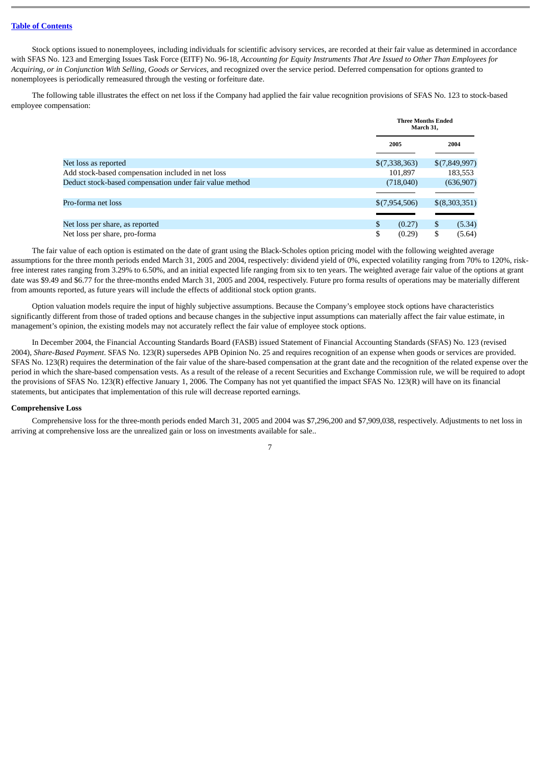Stock options issued to nonemployees, including individuals for scientific advisory services, are recorded at their fair value as determined in accordance with SFAS No. 123 and Emerging Issues Task Force (EITF) No. 96-18, *Accounting for Equity Instruments That Are Issued to Other Than Employees for Acquiring, or in Conjunction With Selling, Goods or Services*, and recognized over the service period. Deferred compensation for options granted to nonemployees is periodically remeasured through the vesting or forfeiture date.

The following table illustrates the effect on net loss if the Company had applied the fair value recognition provisions of SFAS No. 123 to stock-based employee compensation:

| | Three Months Ended March 31, | |
|---|---|---|
| | 2005 | 2004 |
| Net loss as reported | $(7,338,363) | $(7,849,997) |
| Add stock-based compensation included in net loss | 101,897 | 183,553 |
| Deduct stock-based compensation under fair value method | (718,040) | (636,907) |
| Pro-forma net loss | $(7,954,506) | $(8,303,351) |
| Net loss per share, as reported | $ (0.27) | $ (5.34) |
| Net loss per share, pro-forma | $ (0.29) | $ (5.64) |

The fair value of each option is estimated on the date of grant using the Black-Scholes option pricing model with the following weighted average assumptions for the three month periods ended March 31, 2005 and 2004, respectively: dividend yield of 0%, expected volatility ranging from 70% to 120%, risk-free interest rates ranging from 3.29% to 6.50%, and an initial expected life ranging from six to ten years. The weighted average fair value of the options at grant date was $9.49 and $6.77 for the three-months ended March 31, 2005 and 2004, respectively. Future pro forma results of operations may be materially different from amounts reported, as future years will include the effects of additional stock option grants.

Option valuation models require the input of highly subjective assumptions. Because the Company's employee stock options have characteristics significantly different from those of traded options and because changes in the subjective input assumptions can materially affect the fair value estimate, in management's opinion, the existing models may not accurately reflect the fair value of employee stock options.

In December 2004, the Financial Accounting Standards Board (FASB) issued Statement of Financial Accounting Standards (SFAS) No. 123 (revised 2004), *Share-Based Payment*. SFAS No. 123(R) supersedes APB Opinion No. 25 and requires recognition of an expense when goods or services are provided. SFAS No. 123(R) requires the determination of the fair value of the share-based compensation at the grant date and the recognition of the related expense over the period in which the share-based compensation vests. As a result of the release of a recent Securities and Exchange Commission rule, we will be required to adopt the provisions of SFAS No. 123(R) effective January 1, 2006. The Company has not yet quantified the impact SFAS No. 123(R) will have on its financial statements, but anticipates that implementation of this rule will decrease reported earnings.

**Comprehensive Loss**

Comprehensive loss for the three-month periods ended March 31, 2005 and 2004 was $7,296,200 and $7,909,038, respectively. Adjustments to net loss in arriving at comprehensive loss are the unrealized gain or loss on investments available for sale..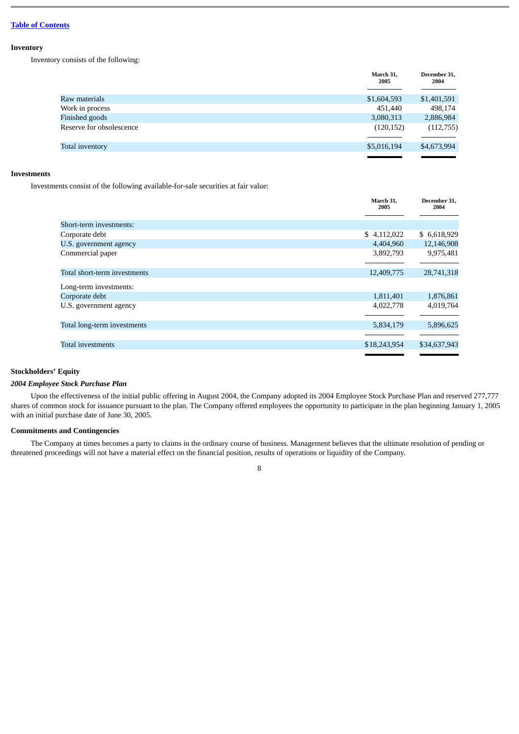[Table of Contents](#)

**Inventory**

Inventory consists of the following:

| | March 31, 2005 | December 31, 2004 |
|---|---|---|
| Raw materials | $1,604,593 | $1,401,591 |
| Work in process | 451,440 | 498,174 |
| Finished goods | 3,080,313 | 2,886,984 |
| Reserve for obsolescence | (120,152) | (112,755) |
| Total inventory | $5,016,194 | $4,673,994 |

**Investments**

Investments consist of the following available-for-sale securities at fair value:

| | March 31, 2005 | December 31, 2004 |
|---|---|---|
| Short-term investments: | | |
| Corporate debt | $ 4,112,022 | $ 6,618,929 |
| U.S. government agency | 4,404,960 | 12,146,908 |
| Commercial paper | 3,892,793 | 9,975,481 |
| Total short-term investments | 12,409,775 | 28,741,318 |
| Long-term investments: | | |
| Corporate debt | 1,811,401 | 1,876,861 |
| U.S. government agency | 4,022,778 | 4,019,764 |
| Total long-term investments | 5,834,179 | 5,896,625 |
| Total investments | $18,243,954 | $34,637,943 |

**Stockholders' Equity**

***2004 Employee Stock Purchase Plan***

Upon the effectiveness of the initial public offering in August 2004, the Company adopted its 2004 Employee Stock Purchase Plan and reserved 277,777 shares of common stock for issuance pursuant to the plan. The Company offered employees the opportunity to participate in the plan beginning January 1, 2005 with an initial purchase date of June 30, 2005.

**Commitments and Contingencies**

The Company at times becomes a party to claims in the ordinary course of business. Management believes that the ultimate resolution of pending or threatened proceedings will not have a material effect on the financial position, results of operations or liquidity of the Company.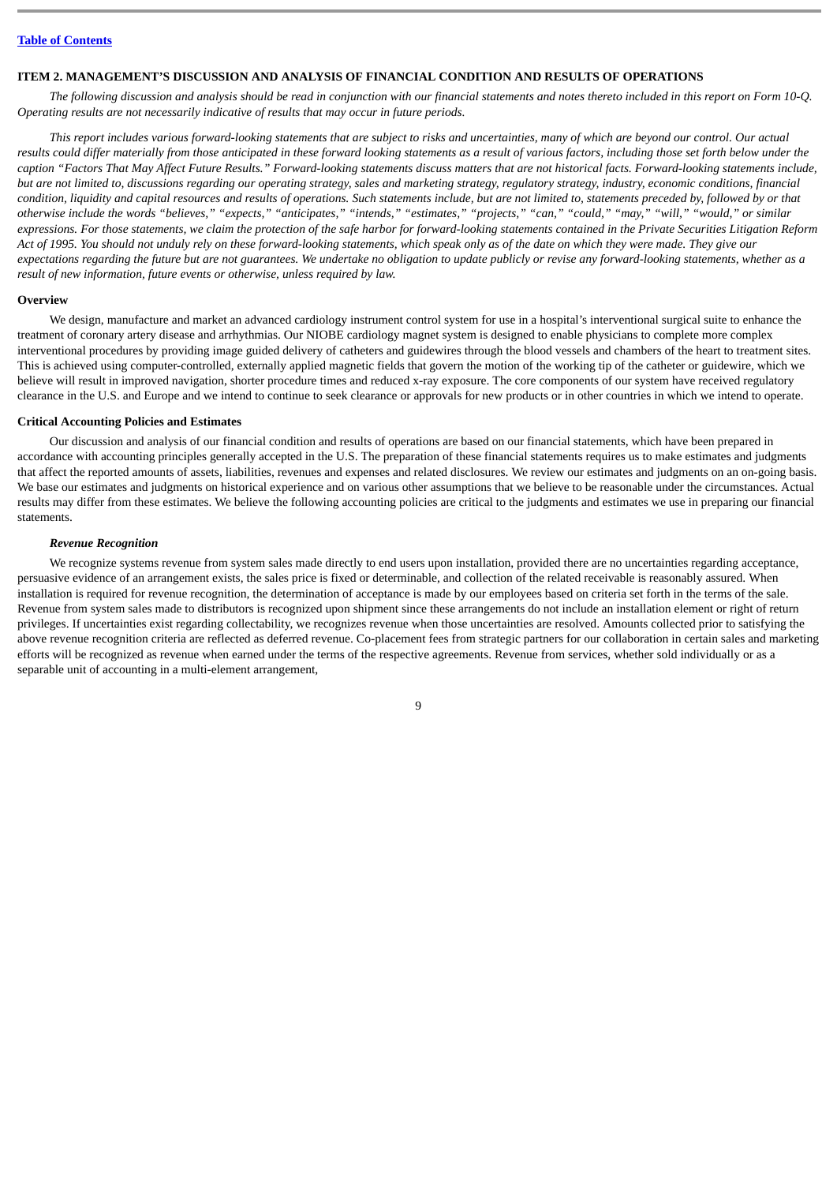## ITEM 2. MANAGEMENT'S DISCUSSION AND ANALYSIS OF FINANCIAL CONDITION AND RESULTS OF OPERATIONS

*The following discussion and analysis should be read in conjunction with our financial statements and notes thereto included in this report on Form 10-Q. Operating results are not necessarily indicative of results that may occur in future periods.*

*This report includes various forward-looking statements that are subject to risks and uncertainties, many of which are beyond our control. Our actual results could differ materially from those anticipated in these forward looking statements as a result of various factors, including those set forth below under the caption "Factors That May Affect Future Results." Forward-looking statements discuss matters that are not historical facts. Forward-looking statements include, but are not limited to, discussions regarding our operating strategy, sales and marketing strategy, regulatory strategy, industry, economic conditions, financial condition, liquidity and capital resources and results of operations. Such statements include, but are not limited to, statements preceded by, followed by or that otherwise include the words "believes," "expects," "anticipates," "intends," "estimates," "projects," "can," "could," "may," "will," "would," or similar expressions. For those statements, we claim the protection of the safe harbor for forward-looking statements contained in the Private Securities Litigation Reform Act of 1995. You should not unduly rely on these forward-looking statements, which speak only as of the date on which they were made. They give our expectations regarding the future but are not guarantees. We undertake no obligation to update publicly or revise any forward-looking statements, whether as a result of new information, future events or otherwise, unless required by law.*

### Overview

We design, manufacture and market an advanced cardiology instrument control system for use in a hospital's interventional surgical suite to enhance the treatment of coronary artery disease and arrhythmias. Our NIOBE cardiology magnet system is designed to enable physicians to complete more complex interventional procedures by providing image guided delivery of catheters and guidewires through the blood vessels and chambers of the heart to treatment sites. This is achieved using computer-controlled, externally applied magnetic fields that govern the motion of the working tip of the catheter or guidewire, which we believe will result in improved navigation, shorter procedure times and reduced x-ray exposure. The core components of our system have received regulatory clearance in the U.S. and Europe and we intend to continue to seek clearance or approvals for new products or in other countries in which we intend to operate.

### Critical Accounting Policies and Estimates

Our discussion and analysis of our financial condition and results of operations are based on our financial statements, which have been prepared in accordance with accounting principles generally accepted in the U.S. The preparation of these financial statements requires us to make estimates and judgments that affect the reported amounts of assets, liabilities, revenues and expenses and related disclosures. We review our estimates and judgments on an on-going basis. We base our estimates and judgments on historical experience and on various other assumptions that we believe to be reasonable under the circumstances. Actual results may differ from these estimates. We believe the following accounting policies are critical to the judgments and estimates we use in preparing our financial statements.

#### *Revenue Recognition*

We recognize systems revenue from system sales made directly to end users upon installation, provided there are no uncertainties regarding acceptance, persuasive evidence of an arrangement exists, the sales price is fixed or determinable, and collection of the related receivable is reasonably assured. When installation is required for revenue recognition, the determination of acceptance is made by our employees based on criteria set forth in the terms of the sale. Revenue from system sales made to distributors is recognized upon shipment since these arrangements do not include an installation element or right of return privileges. If uncertainties exist regarding collectability, we recognizes revenue when those uncertainties are resolved. Amounts collected prior to satisfying the above revenue recognition criteria are reflected as deferred revenue. Co-placement fees from strategic partners for our collaboration in certain sales and marketing efforts will be recognized as revenue when earned under the terms of the respective agreements. Revenue from services, whether sold individually or as a separable unit of accounting in a multi-element arrangement,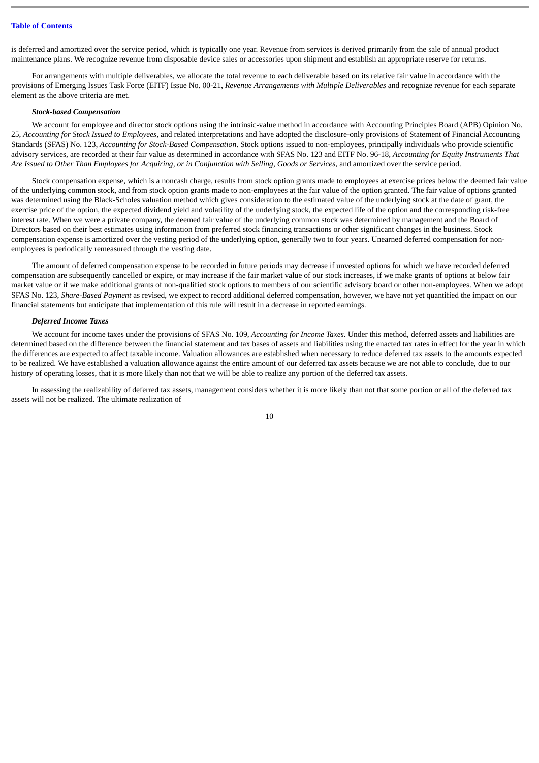is deferred and amortized over the service period, which is typically one year. Revenue from services is derived primarily from the sale of annual product maintenance plans. We recognize revenue from disposable device sales or accessories upon shipment and establish an appropriate reserve for returns.

For arrangements with multiple deliverables, we allocate the total revenue to each deliverable based on its relative fair value in accordance with the provisions of Emerging Issues Task Force (EITF) Issue No. 00-21, *Revenue Arrangements with Multiple Deliverables* and recognize revenue for each separate element as the above criteria are met.

***Stock-based Compensation***

We account for employee and director stock options using the intrinsic-value method in accordance with Accounting Principles Board (APB) Opinion No. 25, *Accounting for Stock Issued to Employees*, and related interpretations and have adopted the disclosure-only provisions of Statement of Financial Accounting Standards (SFAS) No. 123, *Accounting for Stock-Based Compensation*. Stock options issued to non-employees, principally individuals who provide scientific advisory services, are recorded at their fair value as determined in accordance with SFAS No. 123 and EITF No. 96-18, *Accounting for Equity Instruments That Are Issued to Other Than Employees for Acquiring, or in Conjunction with Selling, Goods or Services*, and amortized over the service period.

Stock compensation expense, which is a noncash charge, results from stock option grants made to employees at exercise prices below the deemed fair value of the underlying common stock, and from stock option grants made to non-employees at the fair value of the option granted. The fair value of options granted was determined using the Black-Scholes valuation method which gives consideration to the estimated value of the underlying stock at the date of grant, the exercise price of the option, the expected dividend yield and volatility of the underlying stock, the expected life of the option and the corresponding risk-free interest rate. When we were a private company, the deemed fair value of the underlying common stock was determined by management and the Board of Directors based on their best estimates using information from preferred stock financing transactions or other significant changes in the business. Stock compensation expense is amortized over the vesting period of the underlying option, generally two to four years. Unearned deferred compensation for non-employees is periodically remeasured through the vesting date.

The amount of deferred compensation expense to be recorded in future periods may decrease if unvested options for which we have recorded deferred compensation are subsequently cancelled or expire, or may increase if the fair market value of our stock increases, if we make grants of options at below fair market value or if we make additional grants of non-qualified stock options to members of our scientific advisory board or other non-employees. When we adopt SFAS No. 123, *Share-Based Payment* as revised, we expect to record additional deferred compensation, however, we have not yet quantified the impact on our financial statements but anticipate that implementation of this rule will result in a decrease in reported earnings.

***Deferred Income Taxes***

We account for income taxes under the provisions of SFAS No. 109, *Accounting for Income Taxes*. Under this method, deferred assets and liabilities are determined based on the difference between the financial statement and tax bases of assets and liabilities using the enacted tax rates in effect for the year in which the differences are expected to affect taxable income. Valuation allowances are established when necessary to reduce deferred tax assets to the amounts expected to be realized. We have established a valuation allowance against the entire amount of our deferred tax assets because we are not able to conclude, due to our history of operating losses, that it is more likely than not that we will be able to realize any portion of the deferred tax assets.

In assessing the realizability of deferred tax assets, management considers whether it is more likely than not that some portion or all of the deferred tax assets will not be realized. The ultimate realization of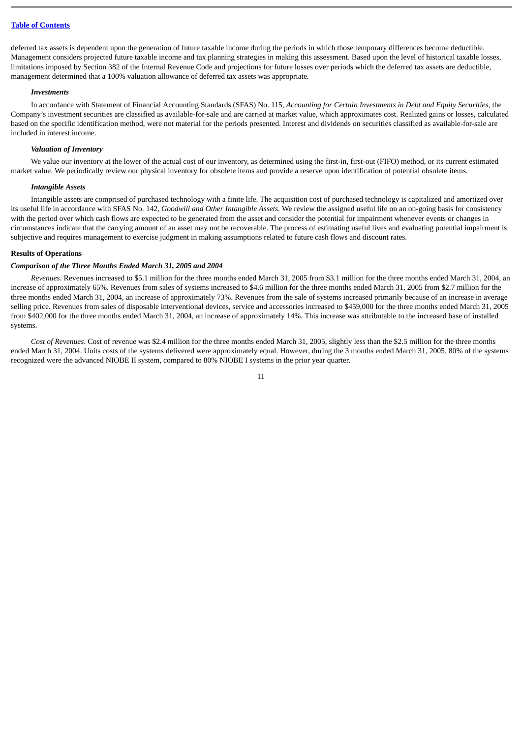deferred tax assets is dependent upon the generation of future taxable income during the periods in which those temporary differences become deductible. Management considers projected future taxable income and tax planning strategies in making this assessment. Based upon the level of historical taxable losses, limitations imposed by Section 382 of the Internal Revenue Code and projections for future losses over periods which the deferred tax assets are deductible, management determined that a 100% valuation allowance of deferred tax assets was appropriate.

#### *Investments*

In accordance with Statement of Financial Accounting Standards (SFAS) No. 115, *Accounting for Certain Investments in Debt and Equity Securities,* the Company's investment securities are classified as available-for-sale and are carried at market value, which approximates cost. Realized gains or losses, calculated based on the specific identification method, were not material for the periods presented. Interest and dividends on securities classified as available-for-sale are included in interest income.

#### *Valuation of Inventory*

We value our inventory at the lower of the actual cost of our inventory, as determined using the first-in, first-out (FIFO) method, or its current estimated market value. We periodically review our physical inventory for obsolete items and provide a reserve upon identification of potential obsolete items.

#### *Intangible Assets*

Intangible assets are comprised of purchased technology with a finite life. The acquisition cost of purchased technology is capitalized and amortized over its useful life in accordance with SFAS No. 142, *Goodwill and Other Intangible Assets*. We review the assigned useful life on an on-going basis for consistency with the period over which cash flows are expected to be generated from the asset and consider the potential for impairment whenever events or changes in circumstances indicate that the carrying amount of an asset may not be recoverable. The process of estimating useful lives and evaluating potential impairment is subjective and requires management to exercise judgment in making assumptions related to future cash flows and discount rates.

### Results of Operations

#### *Comparison of the Three Months Ended March 31, 2005 and 2004*

*Revenues*. Revenues increased to $5.1 million for the three months ended March 31, 2005 from $3.1 million for the three months ended March 31, 2004, an increase of approximately 65%. Revenues from sales of systems increased to $4.6 million for the three months ended March 31, 2005 from $2.7 million for the three months ended March 31, 2004, an increase of approximately 73%. Revenues from the sale of systems increased primarily because of an increase in average selling price. Revenues from sales of disposable interventional devices, service and accessories increased to $459,000 for the three months ended March 31, 2005 from $402,000 for the three months ended March 31, 2004, an increase of approximately 14%. This increase was attributable to the increased base of installed systems.

*Cost of Revenues*. Cost of revenue was $2.4 million for the three months ended March 31, 2005, slightly less than the $2.5 million for the three months ended March 31, 2004. Units costs of the systems delivered were approximately equal. However, during the 3 months ended March 31, 2005, 80% of the systems recognized were the advanced NIOBE II system, compared to 80% NIOBE I systems in the prior year quarter.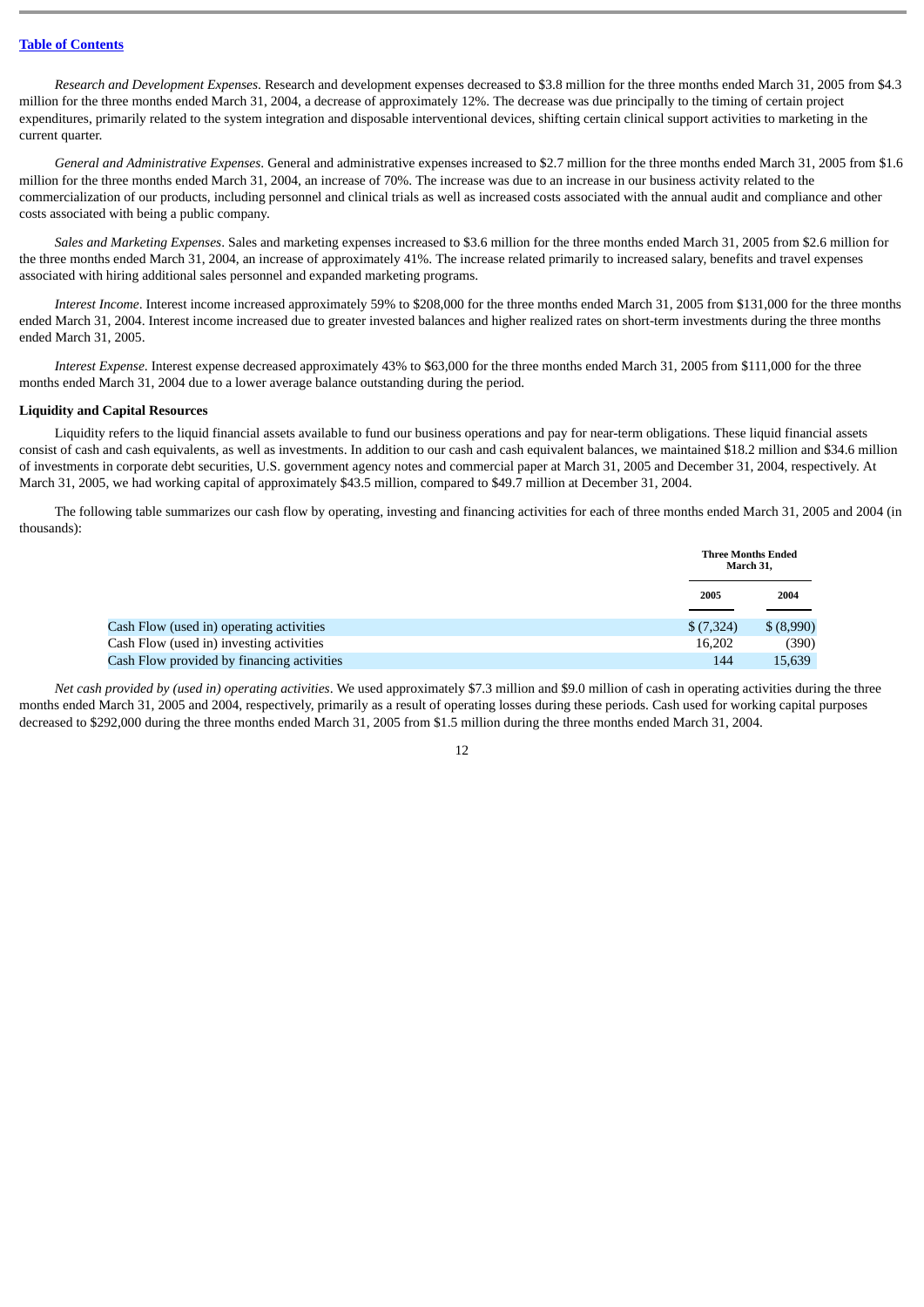*Research and Development Expenses*. Research and development expenses decreased to $3.8 million for the three months ended March 31, 2005 from $4.3 million for the three months ended March 31, 2004, a decrease of approximately 12%. The decrease was due principally to the timing of certain project expenditures, primarily related to the system integration and disposable interventional devices, shifting certain clinical support activities to marketing in the current quarter.

*General and Administrative Expenses*. General and administrative expenses increased to $2.7 million for the three months ended March 31, 2005 from $1.6 million for the three months ended March 31, 2004, an increase of 70%. The increase was due to an increase in our business activity related to the commercialization of our products, including personnel and clinical trials as well as increased costs associated with the annual audit and compliance and other costs associated with being a public company.

*Sales and Marketing Expenses*. Sales and marketing expenses increased to $3.6 million for the three months ended March 31, 2005 from $2.6 million for the three months ended March 31, 2004, an increase of approximately 41%. The increase related primarily to increased salary, benefits and travel expenses associated with hiring additional sales personnel and expanded marketing programs.

*Interest Income*. Interest income increased approximately 59% to $208,000 for the three months ended March 31, 2005 from $131,000 for the three months ended March 31, 2004. Interest income increased due to greater invested balances and higher realized rates on short-term investments during the three months ended March 31, 2005.

*Interest Expense*. Interest expense decreased approximately 43% to $63,000 for the three months ended March 31, 2005 from $111,000 for the three months ended March 31, 2004 due to a lower average balance outstanding during the period.

**Liquidity and Capital Resources**

Liquidity refers to the liquid financial assets available to fund our business operations and pay for near-term obligations. These liquid financial assets consist of cash and cash equivalents, as well as investments. In addition to our cash and cash equivalent balances, we maintained $18.2 million and $34.6 million of investments in corporate debt securities, U.S. government agency notes and commercial paper at March 31, 2005 and December 31, 2004, respectively. At March 31, 2005, we had working capital of approximately $43.5 million, compared to $49.7 million at December 31, 2004.

The following table summarizes our cash flow by operating, investing and financing activities for each of three months ended March 31, 2005 and 2004 (in thousands):

| | Three Months Ended March 31, | |
|---|---|---|
| | 2005 | 2004 |
| Cash Flow (used in) operating activities | $ (7,324) | $ (8,990) |
| Cash Flow (used in) investing activities | 16,202 | (390) |
| Cash Flow provided by financing activities | 144 | 15,639 |

*Net cash provided by (used in) operating activities*. We used approximately $7.3 million and $9.0 million of cash in operating activities during the three months ended March 31, 2005 and 2004, respectively, primarily as a result of operating losses during these periods. Cash used for working capital purposes decreased to $292,000 during the three months ended March 31, 2005 from $1.5 million during the three months ended March 31, 2004.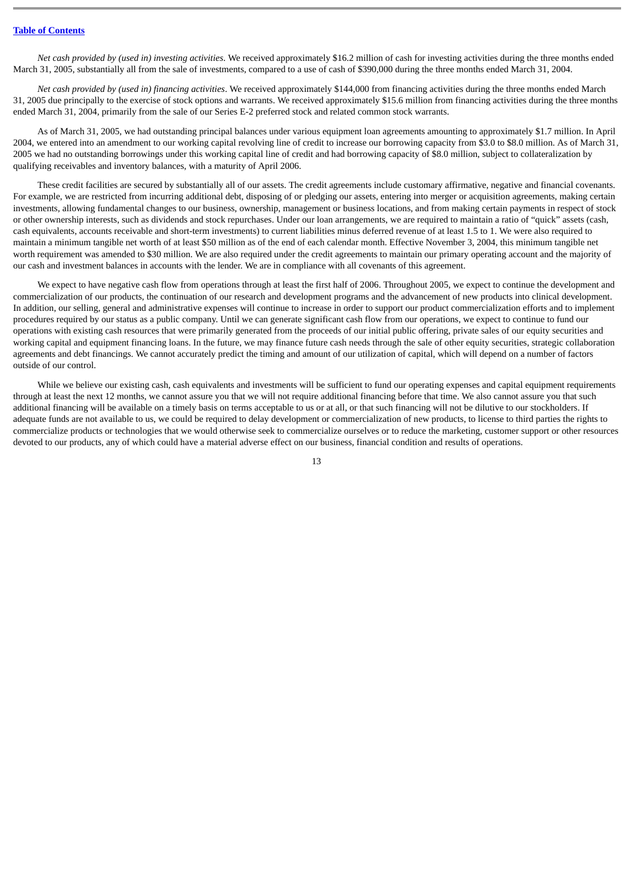*Net cash provided by (used in) investing activities*. We received approximately $16.2 million of cash for investing activities during the three months ended March 31, 2005, substantially all from the sale of investments, compared to a use of cash of $390,000 during the three months ended March 31, 2004.

*Net cash provided by (used in) financing activities*. We received approximately $144,000 from financing activities during the three months ended March 31, 2005 due principally to the exercise of stock options and warrants. We received approximately $15.6 million from financing activities during the three months ended March 31, 2004, primarily from the sale of our Series E-2 preferred stock and related common stock warrants.

As of March 31, 2005, we had outstanding principal balances under various equipment loan agreements amounting to approximately $1.7 million. In April 2004, we entered into an amendment to our working capital revolving line of credit to increase our borrowing capacity from $3.0 to $8.0 million. As of March 31, 2005 we had no outstanding borrowings under this working capital line of credit and had borrowing capacity of $8.0 million, subject to collateralization by qualifying receivables and inventory balances, with a maturity of April 2006.

These credit facilities are secured by substantially all of our assets. The credit agreements include customary affirmative, negative and financial covenants. For example, we are restricted from incurring additional debt, disposing of or pledging our assets, entering into merger or acquisition agreements, making certain investments, allowing fundamental changes to our business, ownership, management or business locations, and from making certain payments in respect of stock or other ownership interests, such as dividends and stock repurchases. Under our loan arrangements, we are required to maintain a ratio of "quick" assets (cash, cash equivalents, accounts receivable and short-term investments) to current liabilities minus deferred revenue of at least 1.5 to 1. We were also required to maintain a minimum tangible net worth of at least $50 million as of the end of each calendar month. Effective November 3, 2004, this minimum tangible net worth requirement was amended to $30 million. We are also required under the credit agreements to maintain our primary operating account and the majority of our cash and investment balances in accounts with the lender. We are in compliance with all covenants of this agreement.

We expect to have negative cash flow from operations through at least the first half of 2006. Throughout 2005, we expect to continue the development and commercialization of our products, the continuation of our research and development programs and the advancement of new products into clinical development. In addition, our selling, general and administrative expenses will continue to increase in order to support our product commercialization efforts and to implement procedures required by our status as a public company. Until we can generate significant cash flow from our operations, we expect to continue to fund our operations with existing cash resources that were primarily generated from the proceeds of our initial public offering, private sales of our equity securities and working capital and equipment financing loans. In the future, we may finance future cash needs through the sale of other equity securities, strategic collaboration agreements and debt financings. We cannot accurately predict the timing and amount of our utilization of capital, which will depend on a number of factors outside of our control.

While we believe our existing cash, cash equivalents and investments will be sufficient to fund our operating expenses and capital equipment requirements through at least the next 12 months, we cannot assure you that we will not require additional financing before that time. We also cannot assure you that such additional financing will be available on a timely basis on terms acceptable to us or at all, or that such financing will not be dilutive to our stockholders. If adequate funds are not available to us, we could be required to delay development or commercialization of new products, to license to third parties the rights to commercialize products or technologies that we would otherwise seek to commercialize ourselves or to reduce the marketing, customer support or other resources devoted to our products, any of which could have a material adverse effect on our business, financial condition and results of operations.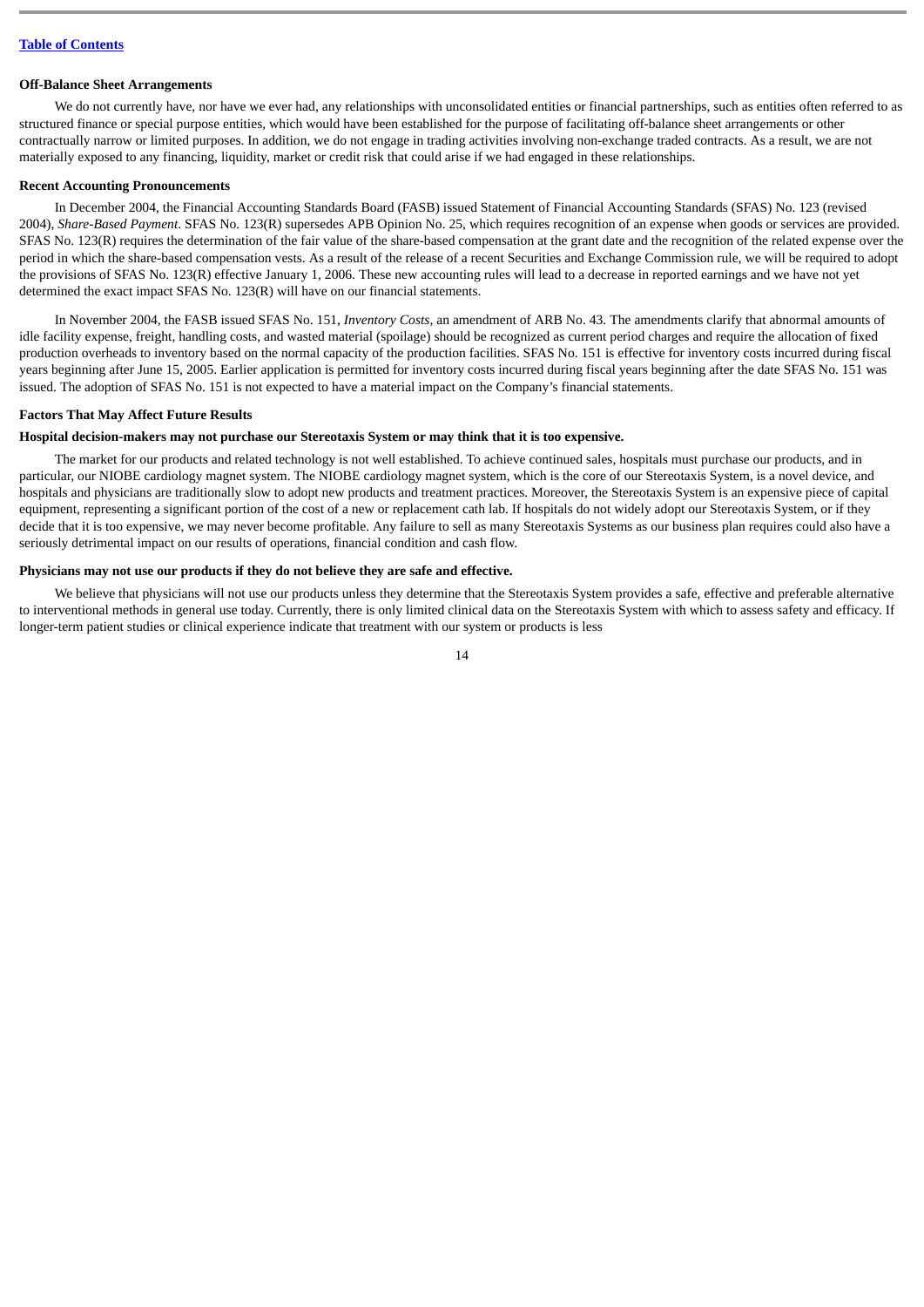**Off-Balance Sheet Arrangements**

We do not currently have, nor have we ever had, any relationships with unconsolidated entities or financial partnerships, such as entities often referred to as structured finance or special purpose entities, which would have been established for the purpose of facilitating off-balance sheet arrangements or other contractually narrow or limited purposes. In addition, we do not engage in trading activities involving non-exchange traded contracts. As a result, we are not materially exposed to any financing, liquidity, market or credit risk that could arise if we had engaged in these relationships.

**Recent Accounting Pronouncements**

In December 2004, the Financial Accounting Standards Board (FASB) issued Statement of Financial Accounting Standards (SFAS) No. 123 (revised 2004), *Share-Based Payment*. SFAS No. 123(R) supersedes APB Opinion No. 25, which requires recognition of an expense when goods or services are provided. SFAS No. 123(R) requires the determination of the fair value of the share-based compensation at the grant date and the recognition of the related expense over the period in which the share-based compensation vests. As a result of the release of a recent Securities and Exchange Commission rule, we will be required to adopt the provisions of SFAS No. 123(R) effective January 1, 2006. These new accounting rules will lead to a decrease in reported earnings and we have not yet determined the exact impact SFAS No. 123(R) will have on our financial statements.

In November 2004, the FASB issued SFAS No. 151, *Inventory Costs*, an amendment of ARB No. 43. The amendments clarify that abnormal amounts of idle facility expense, freight, handling costs, and wasted material (spoilage) should be recognized as current period charges and require the allocation of fixed production overheads to inventory based on the normal capacity of the production facilities. SFAS No. 151 is effective for inventory costs incurred during fiscal years beginning after June 15, 2005. Earlier application is permitted for inventory costs incurred during fiscal years beginning after the date SFAS No. 151 was issued. The adoption of SFAS No. 151 is not expected to have a material impact on the Company's financial statements.

**Factors That May Affect Future Results**

**Hospital decision-makers may not purchase our Stereotaxis System or may think that it is too expensive.**

The market for our products and related technology is not well established. To achieve continued sales, hospitals must purchase our products, and in particular, our NIOBE cardiology magnet system. The NIOBE cardiology magnet system, which is the core of our Stereotaxis System, is a novel device, and hospitals and physicians are traditionally slow to adopt new products and treatment practices. Moreover, the Stereotaxis System is an expensive piece of capital equipment, representing a significant portion of the cost of a new or replacement cath lab. If hospitals do not widely adopt our Stereotaxis System, or if they decide that it is too expensive, we may never become profitable. Any failure to sell as many Stereotaxis Systems as our business plan requires could also have a seriously detrimental impact on our results of operations, financial condition and cash flow.

**Physicians may not use our products if they do not believe they are safe and effective.**

We believe that physicians will not use our products unless they determine that the Stereotaxis System provides a safe, effective and preferable alternative to interventional methods in general use today. Currently, there is only limited clinical data on the Stereotaxis System with which to assess safety and efficacy. If longer-term patient studies or clinical experience indicate that treatment with our system or products is less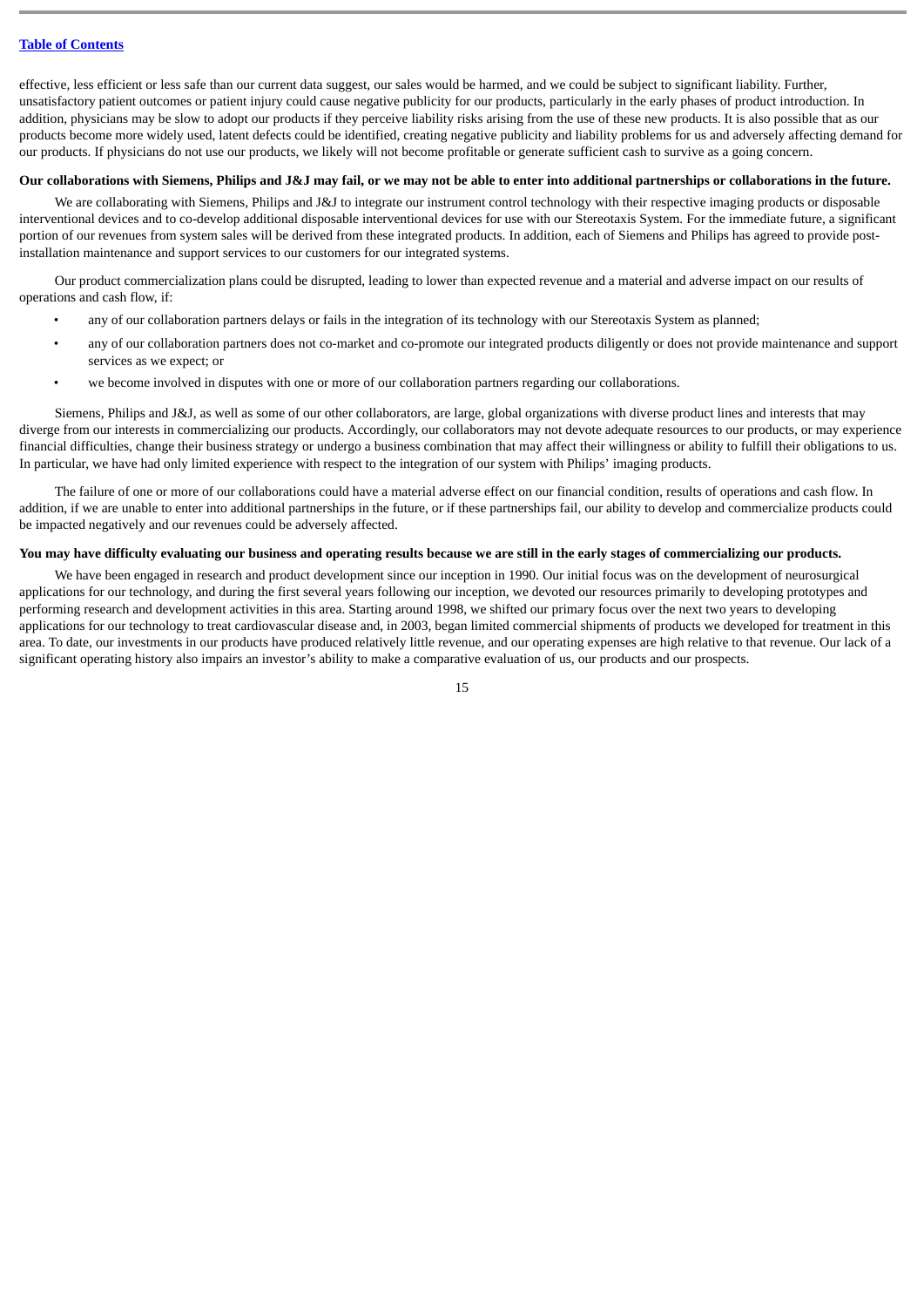effective, less efficient or less safe than our current data suggest, our sales would be harmed, and we could be subject to significant liability. Further, unsatisfactory patient outcomes or patient injury could cause negative publicity for our products, particularly in the early phases of product introduction. In addition, physicians may be slow to adopt our products if they perceive liability risks arising from the use of these new products. It is also possible that as our products become more widely used, latent defects could be identified, creating negative publicity and liability problems for us and adversely affecting demand for our products. If physicians do not use our products, we likely will not become profitable or generate sufficient cash to survive as a going concern.

**Our collaborations with Siemens, Philips and J&J may fail, or we may not be able to enter into additional partnerships or collaborations in the future.**

We are collaborating with Siemens, Philips and J&J to integrate our instrument control technology with their respective imaging products or disposable interventional devices and to co-develop additional disposable interventional devices for use with our Stereotaxis System. For the immediate future, a significant portion of our revenues from system sales will be derived from these integrated products. In addition, each of Siemens and Philips has agreed to provide post-installation maintenance and support services to our customers for our integrated systems.

Our product commercialization plans could be disrupted, leading to lower than expected revenue and a material and adverse impact on our results of operations and cash flow, if:

- any of our collaboration partners delays or fails in the integration of its technology with our Stereotaxis System as planned;
- any of our collaboration partners does not co-market and co-promote our integrated products diligently or does not provide maintenance and support services as we expect; or
- we become involved in disputes with one or more of our collaboration partners regarding our collaborations.

Siemens, Philips and J&J, as well as some of our other collaborators, are large, global organizations with diverse product lines and interests that may diverge from our interests in commercializing our products. Accordingly, our collaborators may not devote adequate resources to our products, or may experience financial difficulties, change their business strategy or undergo a business combination that may affect their willingness or ability to fulfill their obligations to us. In particular, we have had only limited experience with respect to the integration of our system with Philips' imaging products.

The failure of one or more of our collaborations could have a material adverse effect on our financial condition, results of operations and cash flow. In addition, if we are unable to enter into additional partnerships in the future, or if these partnerships fail, our ability to develop and commercialize products could be impacted negatively and our revenues could be adversely affected.

**You may have difficulty evaluating our business and operating results because we are still in the early stages of commercializing our products.**

We have been engaged in research and product development since our inception in 1990. Our initial focus was on the development of neurosurgical applications for our technology, and during the first several years following our inception, we devoted our resources primarily to developing prototypes and performing research and development activities in this area. Starting around 1998, we shifted our primary focus over the next two years to developing applications for our technology to treat cardiovascular disease and, in 2003, began limited commercial shipments of products we developed for treatment in this area. To date, our investments in our products have produced relatively little revenue, and our operating expenses are high relative to that revenue. Our lack of a significant operating history also impairs an investor's ability to make a comparative evaluation of us, our products and our prospects.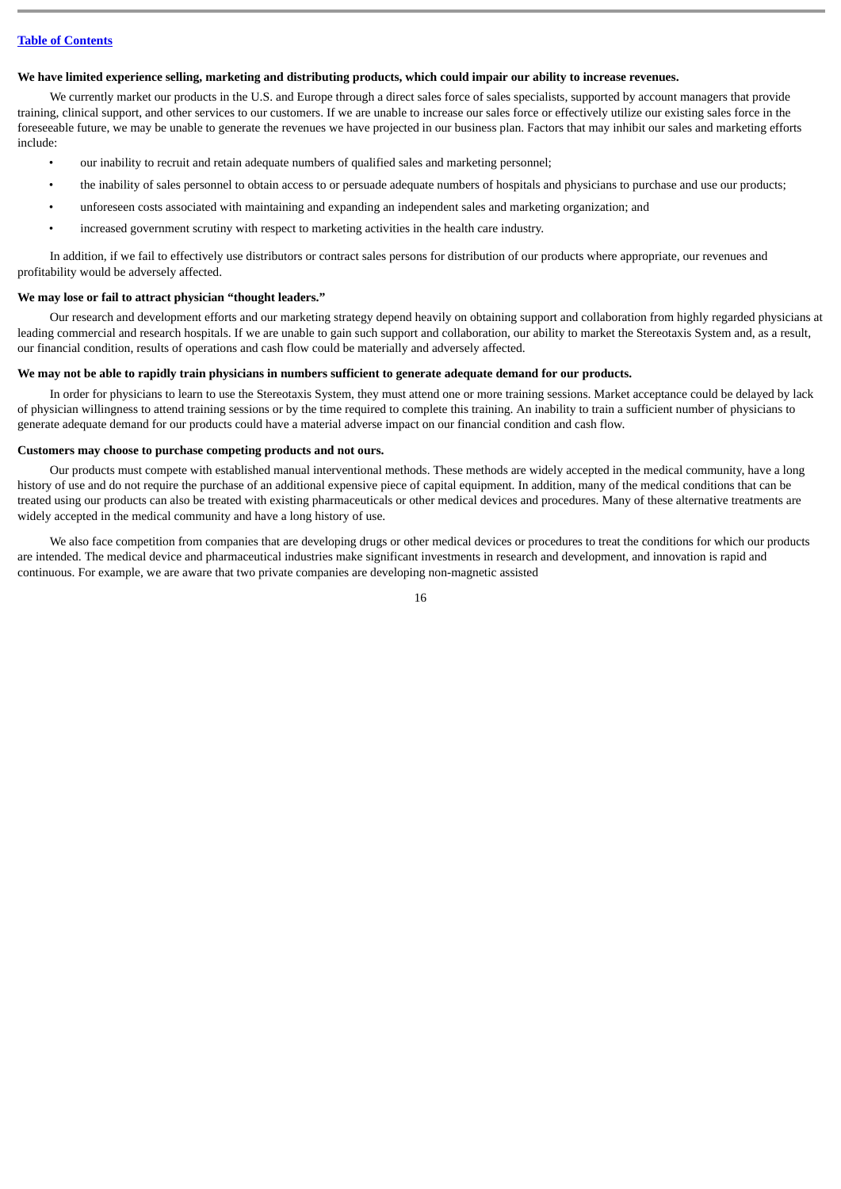**We have limited experience selling, marketing and distributing products, which could impair our ability to increase revenues.**

We currently market our products in the U.S. and Europe through a direct sales force of sales specialists, supported by account managers that provide training, clinical support, and other services to our customers. If we are unable to increase our sales force or effectively utilize our existing sales force in the foreseeable future, we may be unable to generate the revenues we have projected in our business plan. Factors that may inhibit our sales and marketing efforts include:

- our inability to recruit and retain adequate numbers of qualified sales and marketing personnel;
- the inability of sales personnel to obtain access to or persuade adequate numbers of hospitals and physicians to purchase and use our products;
- unforeseen costs associated with maintaining and expanding an independent sales and marketing organization; and
- increased government scrutiny with respect to marketing activities in the health care industry.

In addition, if we fail to effectively use distributors or contract sales persons for distribution of our products where appropriate, our revenues and profitability would be adversely affected.

**We may lose or fail to attract physician "thought leaders."**

Our research and development efforts and our marketing strategy depend heavily on obtaining support and collaboration from highly regarded physicians at leading commercial and research hospitals. If we are unable to gain such support and collaboration, our ability to market the Stereotaxis System and, as a result, our financial condition, results of operations and cash flow could be materially and adversely affected.

**We may not be able to rapidly train physicians in numbers sufficient to generate adequate demand for our products.**

In order for physicians to learn to use the Stereotaxis System, they must attend one or more training sessions. Market acceptance could be delayed by lack of physician willingness to attend training sessions or by the time required to complete this training. An inability to train a sufficient number of physicians to generate adequate demand for our products could have a material adverse impact on our financial condition and cash flow.

**Customers may choose to purchase competing products and not ours.**

Our products must compete with established manual interventional methods. These methods are widely accepted in the medical community, have a long history of use and do not require the purchase of an additional expensive piece of capital equipment. In addition, many of the medical conditions that can be treated using our products can also be treated with existing pharmaceuticals or other medical devices and procedures. Many of these alternative treatments are widely accepted in the medical community and have a long history of use.

We also face competition from companies that are developing drugs or other medical devices or procedures to treat the conditions for which our products are intended. The medical device and pharmaceutical industries make significant investments in research and development, and innovation is rapid and continuous. For example, we are aware that two private companies are developing non-magnetic assisted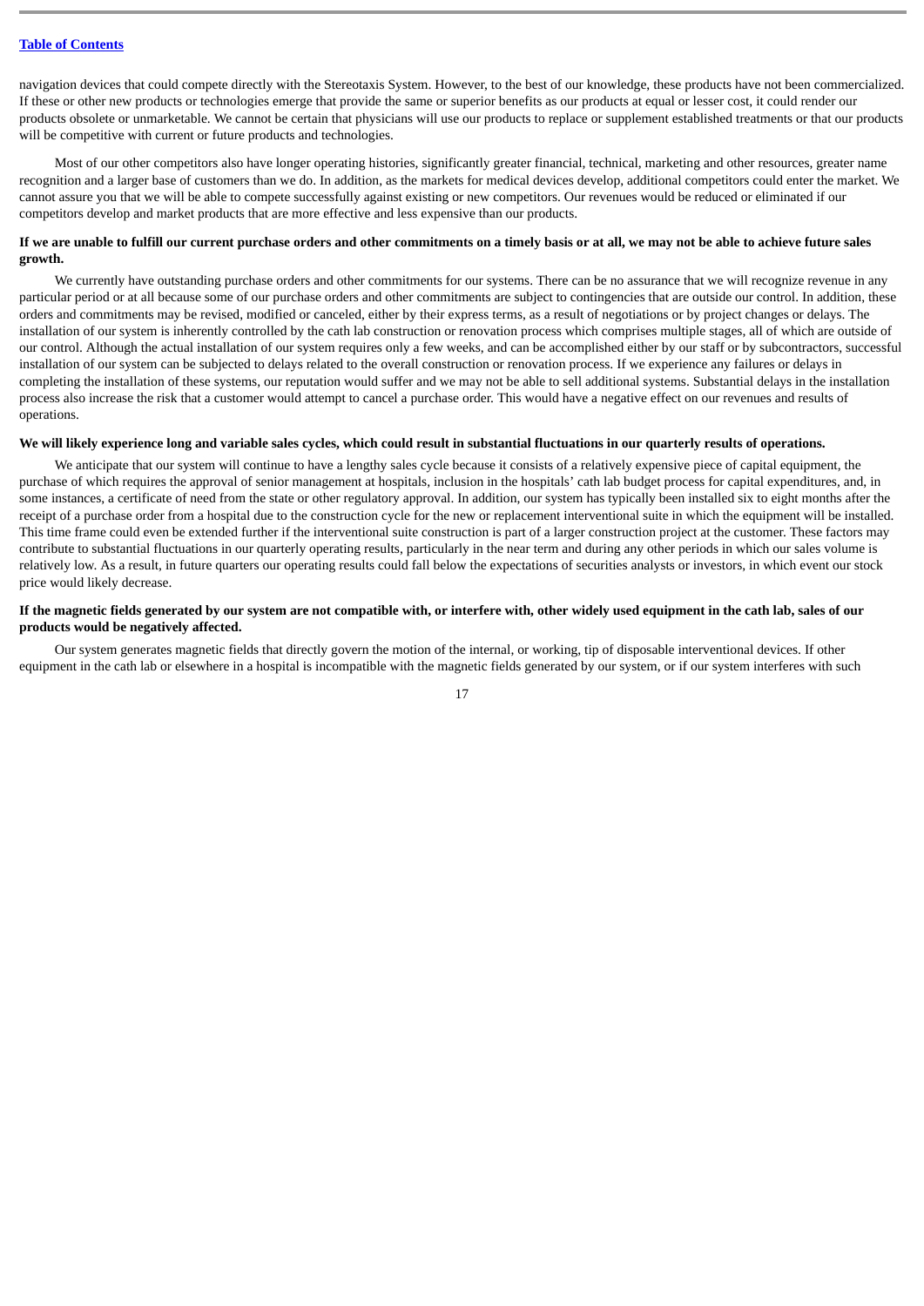navigation devices that could compete directly with the Stereotaxis System. However, to the best of our knowledge, these products have not been commercialized. If these or other new products or technologies emerge that provide the same or superior benefits as our products at equal or lesser cost, it could render our products obsolete or unmarketable. We cannot be certain that physicians will use our products to replace or supplement established treatments or that our products will be competitive with current or future products and technologies.

Most of our other competitors also have longer operating histories, significantly greater financial, technical, marketing and other resources, greater name recognition and a larger base of customers than we do. In addition, as the markets for medical devices develop, additional competitors could enter the market. We cannot assure you that we will be able to compete successfully against existing or new competitors. Our revenues would be reduced or eliminated if our competitors develop and market products that are more effective and less expensive than our products.

**If we are unable to fulfill our current purchase orders and other commitments on a timely basis or at all, we may not be able to achieve future sales growth.**

We currently have outstanding purchase orders and other commitments for our systems. There can be no assurance that we will recognize revenue in any particular period or at all because some of our purchase orders and other commitments are subject to contingencies that are outside our control. In addition, these orders and commitments may be revised, modified or canceled, either by their express terms, as a result of negotiations or by project changes or delays. The installation of our system is inherently controlled by the cath lab construction or renovation process which comprises multiple stages, all of which are outside of our control. Although the actual installation of our system requires only a few weeks, and can be accomplished either by our staff or by subcontractors, successful installation of our system can be subjected to delays related to the overall construction or renovation process. If we experience any failures or delays in completing the installation of these systems, our reputation would suffer and we may not be able to sell additional systems. Substantial delays in the installation process also increase the risk that a customer would attempt to cancel a purchase order. This would have a negative effect on our revenues and results of operations.

**We will likely experience long and variable sales cycles, which could result in substantial fluctuations in our quarterly results of operations.**

We anticipate that our system will continue to have a lengthy sales cycle because it consists of a relatively expensive piece of capital equipment, the purchase of which requires the approval of senior management at hospitals, inclusion in the hospitals' cath lab budget process for capital expenditures, and, in some instances, a certificate of need from the state or other regulatory approval. In addition, our system has typically been installed six to eight months after the receipt of a purchase order from a hospital due to the construction cycle for the new or replacement interventional suite in which the equipment will be installed. This time frame could even be extended further if the interventional suite construction is part of a larger construction project at the customer. These factors may contribute to substantial fluctuations in our quarterly operating results, particularly in the near term and during any other periods in which our sales volume is relatively low. As a result, in future quarters our operating results could fall below the expectations of securities analysts or investors, in which event our stock price would likely decrease.

**If the magnetic fields generated by our system are not compatible with, or interfere with, other widely used equipment in the cath lab, sales of our products would be negatively affected.**

Our system generates magnetic fields that directly govern the motion of the internal, or working, tip of disposable interventional devices. If other equipment in the cath lab or elsewhere in a hospital is incompatible with the magnetic fields generated by our system, or if our system interferes with such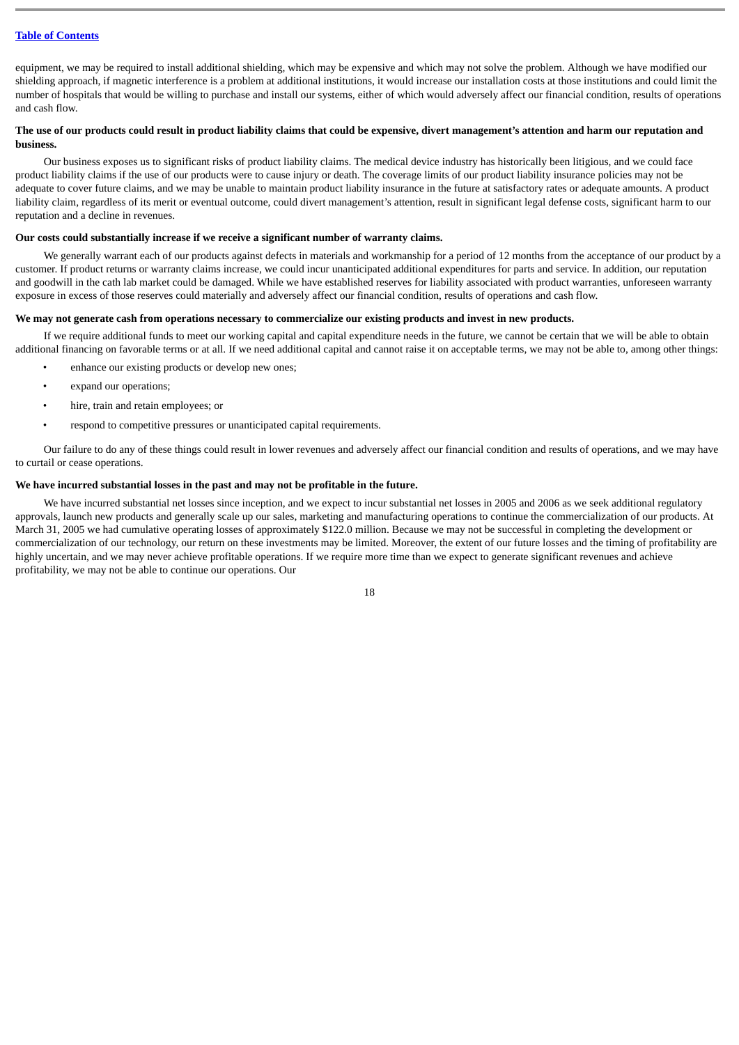equipment, we may be required to install additional shielding, which may be expensive and which may not solve the problem. Although we have modified our shielding approach, if magnetic interference is a problem at additional institutions, it would increase our installation costs at those institutions and could limit the number of hospitals that would be willing to purchase and install our systems, either of which would adversely affect our financial condition, results of operations and cash flow.

**The use of our products could result in product liability claims that could be expensive, divert management's attention and harm our reputation and business.**

Our business exposes us to significant risks of product liability claims. The medical device industry has historically been litigious, and we could face product liability claims if the use of our products were to cause injury or death. The coverage limits of our product liability insurance policies may not be adequate to cover future claims, and we may be unable to maintain product liability insurance in the future at satisfactory rates or adequate amounts. A product liability claim, regardless of its merit or eventual outcome, could divert management's attention, result in significant legal defense costs, significant harm to our reputation and a decline in revenues.

**Our costs could substantially increase if we receive a significant number of warranty claims.**

We generally warrant each of our products against defects in materials and workmanship for a period of 12 months from the acceptance of our product by a customer. If product returns or warranty claims increase, we could incur unanticipated additional expenditures for parts and service. In addition, our reputation and goodwill in the cath lab market could be damaged. While we have established reserves for liability associated with product warranties, unforeseen warranty exposure in excess of those reserves could materially and adversely affect our financial condition, results of operations and cash flow.

**We may not generate cash from operations necessary to commercialize our existing products and invest in new products.**

If we require additional funds to meet our working capital and capital expenditure needs in the future, we cannot be certain that we will be able to obtain additional financing on favorable terms or at all. If we need additional capital and cannot raise it on acceptable terms, we may not be able to, among other things:

- enhance our existing products or develop new ones;
- expand our operations;
- hire, train and retain employees; or
- respond to competitive pressures or unanticipated capital requirements.

Our failure to do any of these things could result in lower revenues and adversely affect our financial condition and results of operations, and we may have to curtail or cease operations.

**We have incurred substantial losses in the past and may not be profitable in the future.**

We have incurred substantial net losses since inception, and we expect to incur substantial net losses in 2005 and 2006 as we seek additional regulatory approvals, launch new products and generally scale up our sales, marketing and manufacturing operations to continue the commercialization of our products. At March 31, 2005 we had cumulative operating losses of approximately $122.0 million. Because we may not be successful in completing the development or commercialization of our technology, our return on these investments may be limited. Moreover, the extent of our future losses and the timing of profitability are highly uncertain, and we may never achieve profitable operations. If we require more time than we expect to generate significant revenues and achieve profitability, we may not be able to continue our operations. Our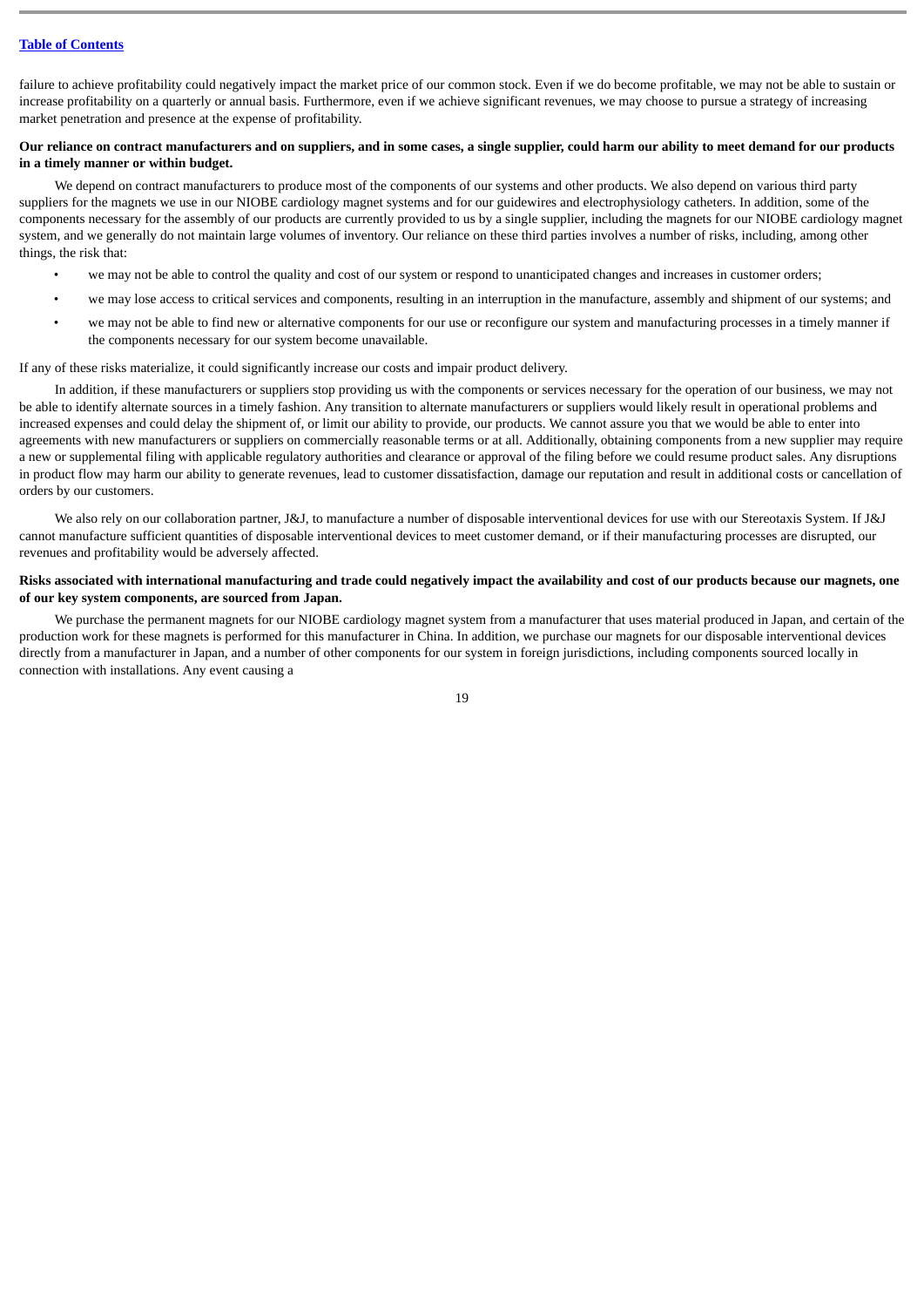failure to achieve profitability could negatively impact the market price of our common stock. Even if we do become profitable, we may not be able to sustain or increase profitability on a quarterly or annual basis. Furthermore, even if we achieve significant revenues, we may choose to pursue a strategy of increasing market penetration and presence at the expense of profitability.

**Our reliance on contract manufacturers and on suppliers, and in some cases, a single supplier, could harm our ability to meet demand for our products in a timely manner or within budget.**

We depend on contract manufacturers to produce most of the components of our systems and other products. We also depend on various third party suppliers for the magnets we use in our NIOBE cardiology magnet systems and for our guidewires and electrophysiology catheters. In addition, some of the components necessary for the assembly of our products are currently provided to us by a single supplier, including the magnets for our NIOBE cardiology magnet system, and we generally do not maintain large volumes of inventory. Our reliance on these third parties involves a number of risks, including, among other things, the risk that:

- we may not be able to control the quality and cost of our system or respond to unanticipated changes and increases in customer orders;
- we may lose access to critical services and components, resulting in an interruption in the manufacture, assembly and shipment of our systems; and
- we may not be able to find new or alternative components for our use or reconfigure our system and manufacturing processes in a timely manner if the components necessary for our system become unavailable.

If any of these risks materialize, it could significantly increase our costs and impair product delivery.

In addition, if these manufacturers or suppliers stop providing us with the components or services necessary for the operation of our business, we may not be able to identify alternate sources in a timely fashion. Any transition to alternate manufacturers or suppliers would likely result in operational problems and increased expenses and could delay the shipment of, or limit our ability to provide, our products. We cannot assure you that we would be able to enter into agreements with new manufacturers or suppliers on commercially reasonable terms or at all. Additionally, obtaining components from a new supplier may require a new or supplemental filing with applicable regulatory authorities and clearance or approval of the filing before we could resume product sales. Any disruptions in product flow may harm our ability to generate revenues, lead to customer dissatisfaction, damage our reputation and result in additional costs or cancellation of orders by our customers.

We also rely on our collaboration partner, J&J, to manufacture a number of disposable interventional devices for use with our Stereotaxis System. If J&J cannot manufacture sufficient quantities of disposable interventional devices to meet customer demand, or if their manufacturing processes are disrupted, our revenues and profitability would be adversely affected.

**Risks associated with international manufacturing and trade could negatively impact the availability and cost of our products because our magnets, one of our key system components, are sourced from Japan.**

We purchase the permanent magnets for our NIOBE cardiology magnet system from a manufacturer that uses material produced in Japan, and certain of the production work for these magnets is performed for this manufacturer in China. In addition, we purchase our magnets for our disposable interventional devices directly from a manufacturer in Japan, and a number of other components for our system in foreign jurisdictions, including components sourced locally in connection with installations. Any event causing a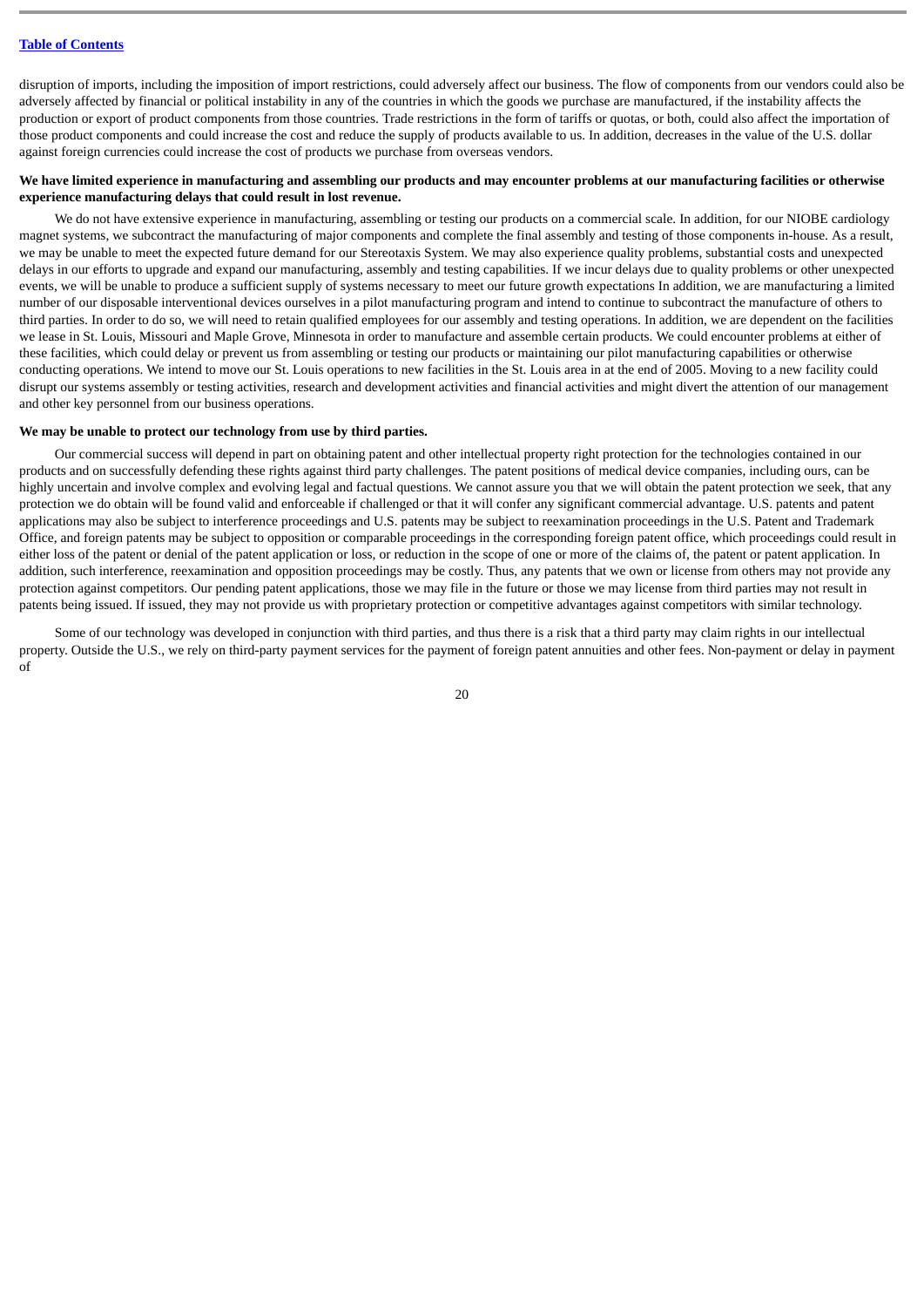disruption of imports, including the imposition of import restrictions, could adversely affect our business. The flow of components from our vendors could also be adversely affected by financial or political instability in any of the countries in which the goods we purchase are manufactured, if the instability affects the production or export of product components from those countries. Trade restrictions in the form of tariffs or quotas, or both, could also affect the importation of those product components and could increase the cost and reduce the supply of products available to us. In addition, decreases in the value of the U.S. dollar against foreign currencies could increase the cost of products we purchase from overseas vendors.

**We have limited experience in manufacturing and assembling our products and may encounter problems at our manufacturing facilities or otherwise experience manufacturing delays that could result in lost revenue.**

We do not have extensive experience in manufacturing, assembling or testing our products on a commercial scale. In addition, for our NIOBE cardiology magnet systems, we subcontract the manufacturing of major components and complete the final assembly and testing of those components in-house. As a result, we may be unable to meet the expected future demand for our Stereotaxis System. We may also experience quality problems, substantial costs and unexpected delays in our efforts to upgrade and expand our manufacturing, assembly and testing capabilities. If we incur delays due to quality problems or other unexpected events, we will be unable to produce a sufficient supply of systems necessary to meet our future growth expectations In addition, we are manufacturing a limited number of our disposable interventional devices ourselves in a pilot manufacturing program and intend to continue to subcontract the manufacture of others to third parties. In order to do so, we will need to retain qualified employees for our assembly and testing operations. In addition, we are dependent on the facilities we lease in St. Louis, Missouri and Maple Grove, Minnesota in order to manufacture and assemble certain products. We could encounter problems at either of these facilities, which could delay or prevent us from assembling or testing our products or maintaining our pilot manufacturing capabilities or otherwise conducting operations. We intend to move our St. Louis operations to new facilities in the St. Louis area in at the end of 2005. Moving to a new facility could disrupt our systems assembly or testing activities, research and development activities and financial activities and might divert the attention of our management and other key personnel from our business operations.

**We may be unable to protect our technology from use by third parties.**

Our commercial success will depend in part on obtaining patent and other intellectual property right protection for the technologies contained in our products and on successfully defending these rights against third party challenges. The patent positions of medical device companies, including ours, can be highly uncertain and involve complex and evolving legal and factual questions. We cannot assure you that we will obtain the patent protection we seek, that any protection we do obtain will be found valid and enforceable if challenged or that it will confer any significant commercial advantage. U.S. patents and patent applications may also be subject to interference proceedings and U.S. patents may be subject to reexamination proceedings in the U.S. Patent and Trademark Office, and foreign patents may be subject to opposition or comparable proceedings in the corresponding foreign patent office, which proceedings could result in either loss of the patent or denial of the patent application or loss, or reduction in the scope of one or more of the claims of, the patent or patent application. In addition, such interference, reexamination and opposition proceedings may be costly. Thus, any patents that we own or license from others may not provide any protection against competitors. Our pending patent applications, those we may file in the future or those we may license from third parties may not result in patents being issued. If issued, they may not provide us with proprietary protection or competitive advantages against competitors with similar technology.

Some of our technology was developed in conjunction with third parties, and thus there is a risk that a third party may claim rights in our intellectual property. Outside the U.S., we rely on third-party payment services for the payment of foreign patent annuities and other fees. Non-payment or delay in payment of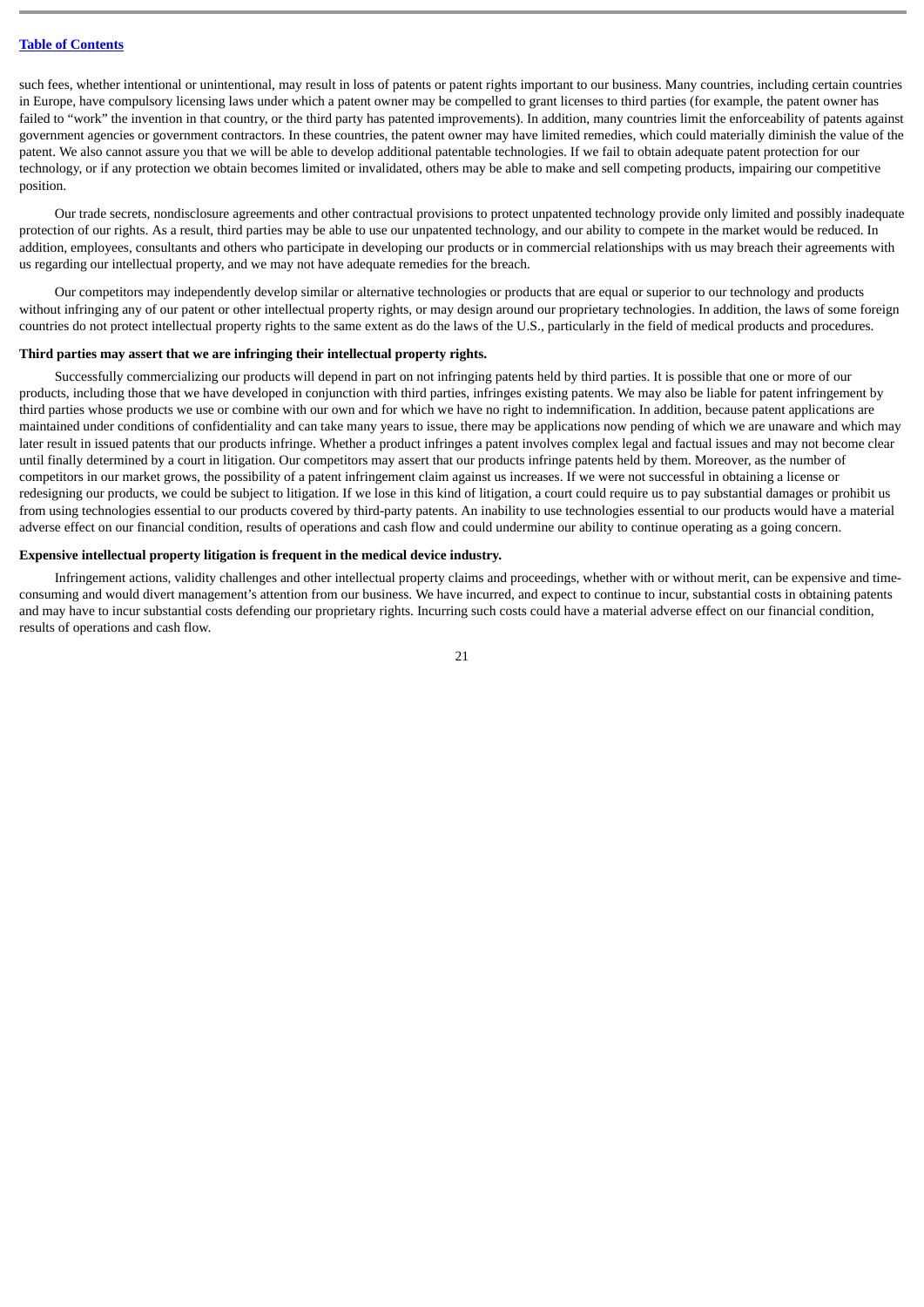such fees, whether intentional or unintentional, may result in loss of patents or patent rights important to our business. Many countries, including certain countries in Europe, have compulsory licensing laws under which a patent owner may be compelled to grant licenses to third parties (for example, the patent owner has failed to "work" the invention in that country, or the third party has patented improvements). In addition, many countries limit the enforceability of patents against government agencies or government contractors. In these countries, the patent owner may have limited remedies, which could materially diminish the value of the patent. We also cannot assure you that we will be able to develop additional patentable technologies. If we fail to obtain adequate patent protection for our technology, or if any protection we obtain becomes limited or invalidated, others may be able to make and sell competing products, impairing our competitive position.

Our trade secrets, nondisclosure agreements and other contractual provisions to protect unpatented technology provide only limited and possibly inadequate protection of our rights. As a result, third parties may be able to use our unpatented technology, and our ability to compete in the market would be reduced. In addition, employees, consultants and others who participate in developing our products or in commercial relationships with us may breach their agreements with us regarding our intellectual property, and we may not have adequate remedies for the breach.

Our competitors may independently develop similar or alternative technologies or products that are equal or superior to our technology and products without infringing any of our patent or other intellectual property rights, or may design around our proprietary technologies. In addition, the laws of some foreign countries do not protect intellectual property rights to the same extent as do the laws of the U.S., particularly in the field of medical products and procedures.

**Third parties may assert that we are infringing their intellectual property rights.**

Successfully commercializing our products will depend in part on not infringing patents held by third parties. It is possible that one or more of our products, including those that we have developed in conjunction with third parties, infringes existing patents. We may also be liable for patent infringement by third parties whose products we use or combine with our own and for which we have no right to indemnification. In addition, because patent applications are maintained under conditions of confidentiality and can take many years to issue, there may be applications now pending of which we are unaware and which may later result in issued patents that our products infringe. Whether a product infringes a patent involves complex legal and factual issues and may not become clear until finally determined by a court in litigation. Our competitors may assert that our products infringe patents held by them. Moreover, as the number of competitors in our market grows, the possibility of a patent infringement claim against us increases. If we were not successful in obtaining a license or redesigning our products, we could be subject to litigation. If we lose in this kind of litigation, a court could require us to pay substantial damages or prohibit us from using technologies essential to our products covered by third-party patents. An inability to use technologies essential to our products would have a material adverse effect on our financial condition, results of operations and cash flow and could undermine our ability to continue operating as a going concern.

**Expensive intellectual property litigation is frequent in the medical device industry.**

Infringement actions, validity challenges and other intellectual property claims and proceedings, whether with or without merit, can be expensive and time-consuming and would divert management's attention from our business. We have incurred, and expect to continue to incur, substantial costs in obtaining patents and may have to incur substantial costs defending our proprietary rights. Incurring such costs could have a material adverse effect on our financial condition, results of operations and cash flow.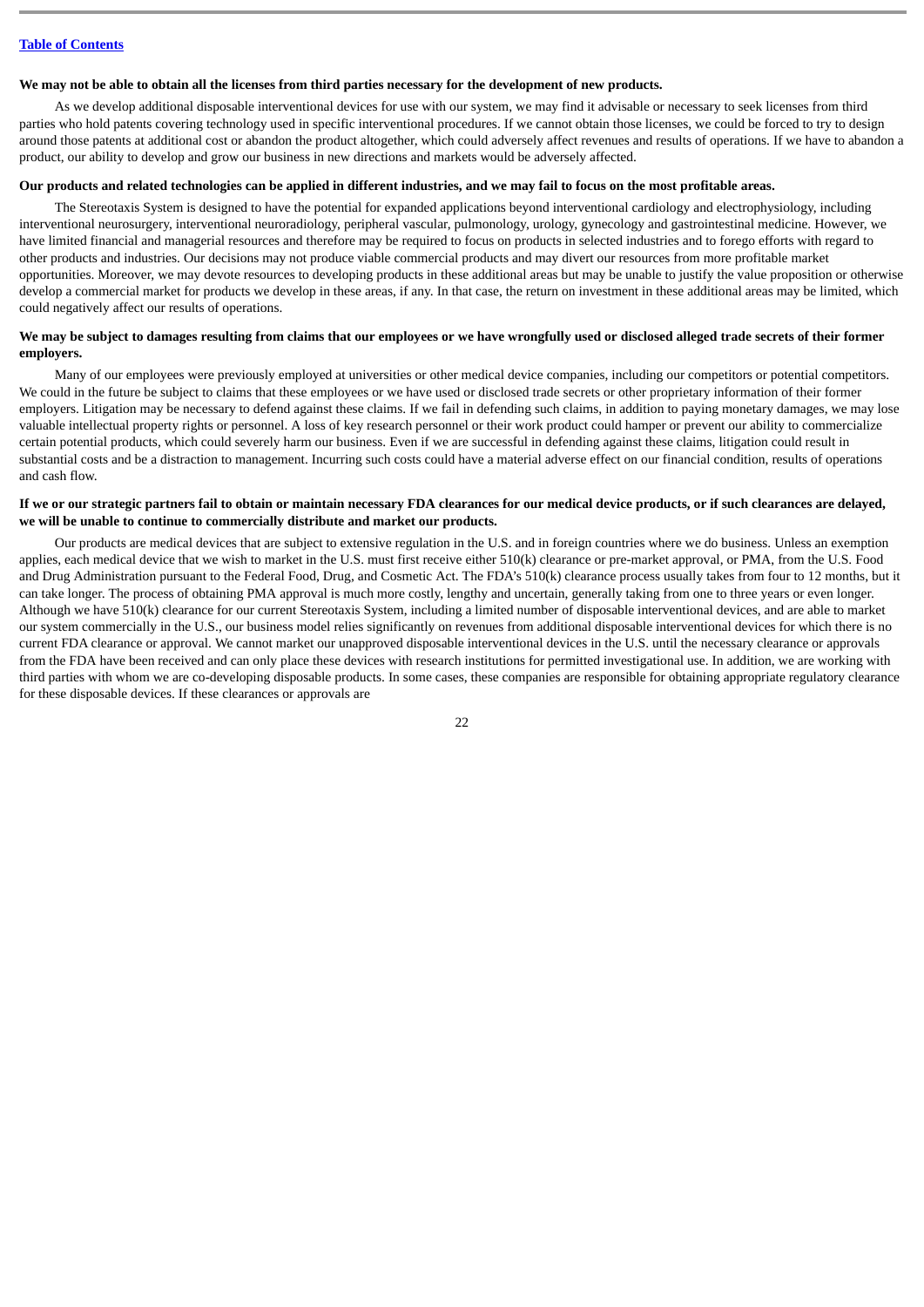**We may not be able to obtain all the licenses from third parties necessary for the development of new products.**

As we develop additional disposable interventional devices for use with our system, we may find it advisable or necessary to seek licenses from third parties who hold patents covering technology used in specific interventional procedures. If we cannot obtain those licenses, we could be forced to try to design around those patents at additional cost or abandon the product altogether, which could adversely affect revenues and results of operations. If we have to abandon a product, our ability to develop and grow our business in new directions and markets would be adversely affected.

**Our products and related technologies can be applied in different industries, and we may fail to focus on the most profitable areas.**

The Stereotaxis System is designed to have the potential for expanded applications beyond interventional cardiology and electrophysiology, including interventional neurosurgery, interventional neuroradiology, peripheral vascular, pulmonology, urology, gynecology and gastrointestinal medicine. However, we have limited financial and managerial resources and therefore may be required to focus on products in selected industries and to forego efforts with regard to other products and industries. Our decisions may not produce viable commercial products and may divert our resources from more profitable market opportunities. Moreover, we may devote resources to developing products in these additional areas but may be unable to justify the value proposition or otherwise develop a commercial market for products we develop in these areas, if any. In that case, the return on investment in these additional areas may be limited, which could negatively affect our results of operations.

**We may be subject to damages resulting from claims that our employees or we have wrongfully used or disclosed alleged trade secrets of their former employers.**

Many of our employees were previously employed at universities or other medical device companies, including our competitors or potential competitors. We could in the future be subject to claims that these employees or we have used or disclosed trade secrets or other proprietary information of their former employers. Litigation may be necessary to defend against these claims. If we fail in defending such claims, in addition to paying monetary damages, we may lose valuable intellectual property rights or personnel. A loss of key research personnel or their work product could hamper or prevent our ability to commercialize certain potential products, which could severely harm our business. Even if we are successful in defending against these claims, litigation could result in substantial costs and be a distraction to management. Incurring such costs could have a material adverse effect on our financial condition, results of operations and cash flow.

**If we or our strategic partners fail to obtain or maintain necessary FDA clearances for our medical device products, or if such clearances are delayed, we will be unable to continue to commercially distribute and market our products.**

Our products are medical devices that are subject to extensive regulation in the U.S. and in foreign countries where we do business. Unless an exemption applies, each medical device that we wish to market in the U.S. must first receive either 510(k) clearance or pre-market approval, or PMA, from the U.S. Food and Drug Administration pursuant to the Federal Food, Drug, and Cosmetic Act. The FDA's 510(k) clearance process usually takes from four to 12 months, but it can take longer. The process of obtaining PMA approval is much more costly, lengthy and uncertain, generally taking from one to three years or even longer. Although we have 510(k) clearance for our current Stereotaxis System, including a limited number of disposable interventional devices, and are able to market our system commercially in the U.S., our business model relies significantly on revenues from additional disposable interventional devices for which there is no current FDA clearance or approval. We cannot market our unapproved disposable interventional devices in the U.S. until the necessary clearance or approvals from the FDA have been received and can only place these devices with research institutions for permitted investigational use. In addition, we are working with third parties with whom we are co-developing disposable products. In some cases, these companies are responsible for obtaining appropriate regulatory clearance for these disposable devices. If these clearances or approvals are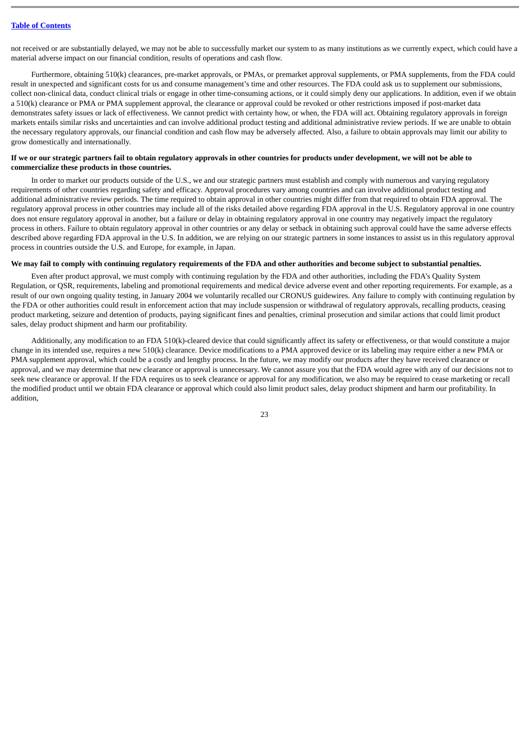not received or are substantially delayed, we may not be able to successfully market our system to as many institutions as we currently expect, which could have a material adverse impact on our financial condition, results of operations and cash flow.

Furthermore, obtaining 510(k) clearances, pre-market approvals, or PMAs, or premarket approval supplements, or PMA supplements, from the FDA could result in unexpected and significant costs for us and consume management's time and other resources. The FDA could ask us to supplement our submissions, collect non-clinical data, conduct clinical trials or engage in other time-consuming actions, or it could simply deny our applications. In addition, even if we obtain a 510(k) clearance or PMA or PMA supplement approval, the clearance or approval could be revoked or other restrictions imposed if post-market data demonstrates safety issues or lack of effectiveness. We cannot predict with certainty how, or when, the FDA will act. Obtaining regulatory approvals in foreign markets entails similar risks and uncertainties and can involve additional product testing and additional administrative review periods. If we are unable to obtain the necessary regulatory approvals, our financial condition and cash flow may be adversely affected. Also, a failure to obtain approvals may limit our ability to grow domestically and internationally.

**If we or our strategic partners fail to obtain regulatory approvals in other countries for products under development, we will not be able to commercialize these products in those countries.**

In order to market our products outside of the U.S., we and our strategic partners must establish and comply with numerous and varying regulatory requirements of other countries regarding safety and efficacy. Approval procedures vary among countries and can involve additional product testing and additional administrative review periods. The time required to obtain approval in other countries might differ from that required to obtain FDA approval. The regulatory approval process in other countries may include all of the risks detailed above regarding FDA approval in the U.S. Regulatory approval in one country does not ensure regulatory approval in another, but a failure or delay in obtaining regulatory approval in one country may negatively impact the regulatory process in others. Failure to obtain regulatory approval in other countries or any delay or setback in obtaining such approval could have the same adverse effects described above regarding FDA approval in the U.S. In addition, we are relying on our strategic partners in some instances to assist us in this regulatory approval process in countries outside the U.S. and Europe, for example, in Japan.

**We may fail to comply with continuing regulatory requirements of the FDA and other authorities and become subject to substantial penalties.**

Even after product approval, we must comply with continuing regulation by the FDA and other authorities, including the FDA's Quality System Regulation, or QSR, requirements, labeling and promotional requirements and medical device adverse event and other reporting requirements. For example, as a result of our own ongoing quality testing, in January 2004 we voluntarily recalled our CRONUS guidewires. Any failure to comply with continuing regulation by the FDA or other authorities could result in enforcement action that may include suspension or withdrawal of regulatory approvals, recalling products, ceasing product marketing, seizure and detention of products, paying significant fines and penalties, criminal prosecution and similar actions that could limit product sales, delay product shipment and harm our profitability.

Additionally, any modification to an FDA 510(k)-cleared device that could significantly affect its safety or effectiveness, or that would constitute a major change in its intended use, requires a new 510(k) clearance. Device modifications to a PMA approved device or its labeling may require either a new PMA or PMA supplement approval, which could be a costly and lengthy process. In the future, we may modify our products after they have received clearance or approval, and we may determine that new clearance or approval is unnecessary. We cannot assure you that the FDA would agree with any of our decisions not to seek new clearance or approval. If the FDA requires us to seek clearance or approval for any modification, we also may be required to cease marketing or recall the modified product until we obtain FDA clearance or approval which could also limit product sales, delay product shipment and harm our profitability. In addition,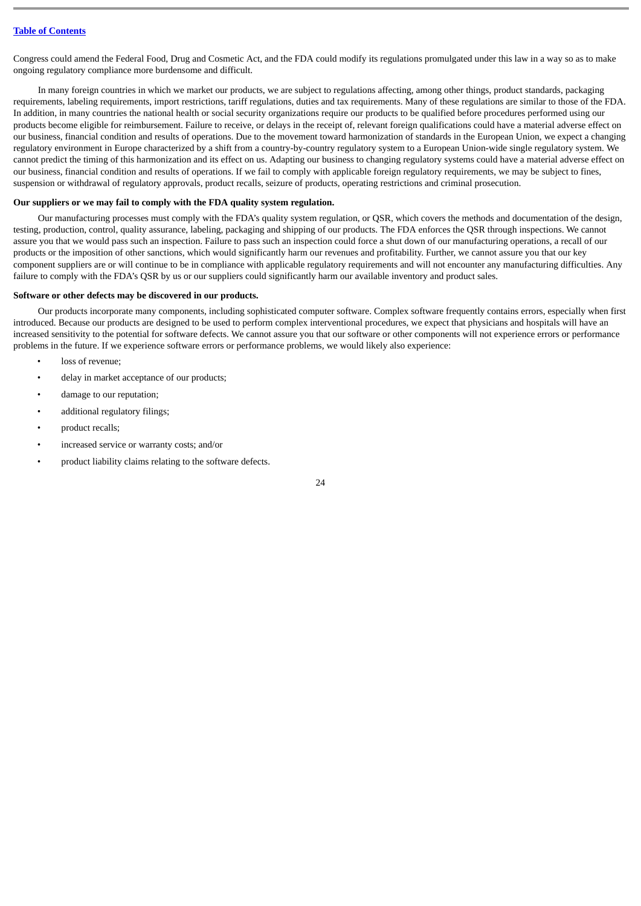Congress could amend the Federal Food, Drug and Cosmetic Act, and the FDA could modify its regulations promulgated under this law in a way so as to make ongoing regulatory compliance more burdensome and difficult.

In many foreign countries in which we market our products, we are subject to regulations affecting, among other things, product standards, packaging requirements, labeling requirements, import restrictions, tariff regulations, duties and tax requirements. Many of these regulations are similar to those of the FDA. In addition, in many countries the national health or social security organizations require our products to be qualified before procedures performed using our products become eligible for reimbursement. Failure to receive, or delays in the receipt of, relevant foreign qualifications could have a material adverse effect on our business, financial condition and results of operations. Due to the movement toward harmonization of standards in the European Union, we expect a changing regulatory environment in Europe characterized by a shift from a country-by-country regulatory system to a European Union-wide single regulatory system. We cannot predict the timing of this harmonization and its effect on us. Adapting our business to changing regulatory systems could have a material adverse effect on our business, financial condition and results of operations. If we fail to comply with applicable foreign regulatory requirements, we may be subject to fines, suspension or withdrawal of regulatory approvals, product recalls, seizure of products, operating restrictions and criminal prosecution.

**Our suppliers or we may fail to comply with the FDA quality system regulation.**

Our manufacturing processes must comply with the FDA's quality system regulation, or QSR, which covers the methods and documentation of the design, testing, production, control, quality assurance, labeling, packaging and shipping of our products. The FDA enforces the QSR through inspections. We cannot assure you that we would pass such an inspection. Failure to pass such an inspection could force a shut down of our manufacturing operations, a recall of our products or the imposition of other sanctions, which would significantly harm our revenues and profitability. Further, we cannot assure you that our key component suppliers are or will continue to be in compliance with applicable regulatory requirements and will not encounter any manufacturing difficulties. Any failure to comply with the FDA's QSR by us or our suppliers could significantly harm our available inventory and product sales.

**Software or other defects may be discovered in our products.**

Our products incorporate many components, including sophisticated computer software. Complex software frequently contains errors, especially when first introduced. Because our products are designed to be used to perform complex interventional procedures, we expect that physicians and hospitals will have an increased sensitivity to the potential for software defects. We cannot assure you that our software or other components will not experience errors or performance problems in the future. If we experience software errors or performance problems, we would likely also experience:

- loss of revenue;
- delay in market acceptance of our products;
- damage to our reputation;
- additional regulatory filings;
- product recalls;
- increased service or warranty costs; and/or
- product liability claims relating to the software defects.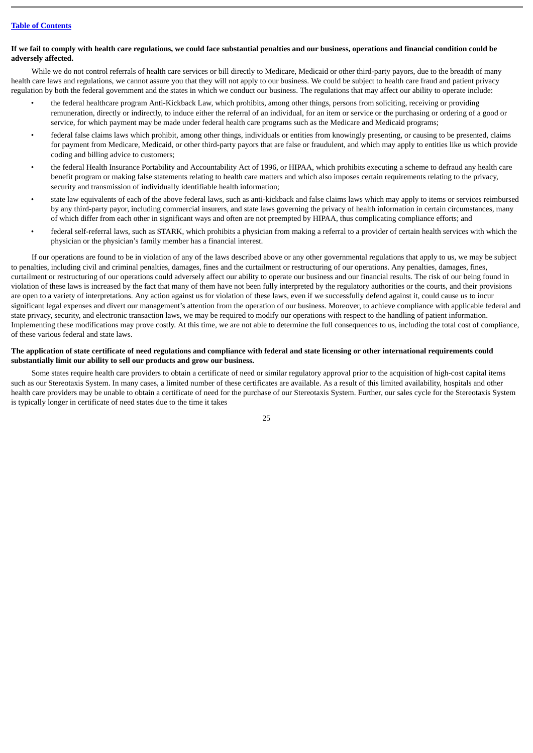**If we fail to comply with health care regulations, we could face substantial penalties and our business, operations and financial condition could be adversely affected.**

While we do not control referrals of health care services or bill directly to Medicare, Medicaid or other third-party payors, due to the breadth of many health care laws and regulations, we cannot assure you that they will not apply to our business. We could be subject to health care fraud and patient privacy regulation by both the federal government and the states in which we conduct our business. The regulations that may affect our ability to operate include:

- the federal healthcare program Anti-Kickback Law, which prohibits, among other things, persons from soliciting, receiving or providing remuneration, directly or indirectly, to induce either the referral of an individual, for an item or service or the purchasing or ordering of a good or service, for which payment may be made under federal health care programs such as the Medicare and Medicaid programs;
- federal false claims laws which prohibit, among other things, individuals or entities from knowingly presenting, or causing to be presented, claims for payment from Medicare, Medicaid, or other third-party payors that are false or fraudulent, and which may apply to entities like us which provide coding and billing advice to customers;
- the federal Health Insurance Portability and Accountability Act of 1996, or HIPAA, which prohibits executing a scheme to defraud any health care benefit program or making false statements relating to health care matters and which also imposes certain requirements relating to the privacy, security and transmission of individually identifiable health information;
- state law equivalents of each of the above federal laws, such as anti-kickback and false claims laws which may apply to items or services reimbursed by any third-party payor, including commercial insurers, and state laws governing the privacy of health information in certain circumstances, many of which differ from each other in significant ways and often are not preempted by HIPAA, thus complicating compliance efforts; and
- federal self-referral laws, such as STARK, which prohibits a physician from making a referral to a provider of certain health services with which the physician or the physician's family member has a financial interest.

If our operations are found to be in violation of any of the laws described above or any other governmental regulations that apply to us, we may be subject to penalties, including civil and criminal penalties, damages, fines and the curtailment or restructuring of our operations. Any penalties, damages, fines, curtailment or restructuring of our operations could adversely affect our ability to operate our business and our financial results. The risk of our being found in violation of these laws is increased by the fact that many of them have not been fully interpreted by the regulatory authorities or the courts, and their provisions are open to a variety of interpretations. Any action against us for violation of these laws, even if we successfully defend against it, could cause us to incur significant legal expenses and divert our management's attention from the operation of our business. Moreover, to achieve compliance with applicable federal and state privacy, security, and electronic transaction laws, we may be required to modify our operations with respect to the handling of patient information. Implementing these modifications may prove costly. At this time, we are not able to determine the full consequences to us, including the total cost of compliance, of these various federal and state laws.

**The application of state certificate of need regulations and compliance with federal and state licensing or other international requirements could substantially limit our ability to sell our products and grow our business.**

Some states require health care providers to obtain a certificate of need or similar regulatory approval prior to the acquisition of high-cost capital items such as our Stereotaxis System. In many cases, a limited number of these certificates are available. As a result of this limited availability, hospitals and other health care providers may be unable to obtain a certificate of need for the purchase of our Stereotaxis System. Further, our sales cycle for the Stereotaxis System is typically longer in certificate of need states due to the time it takes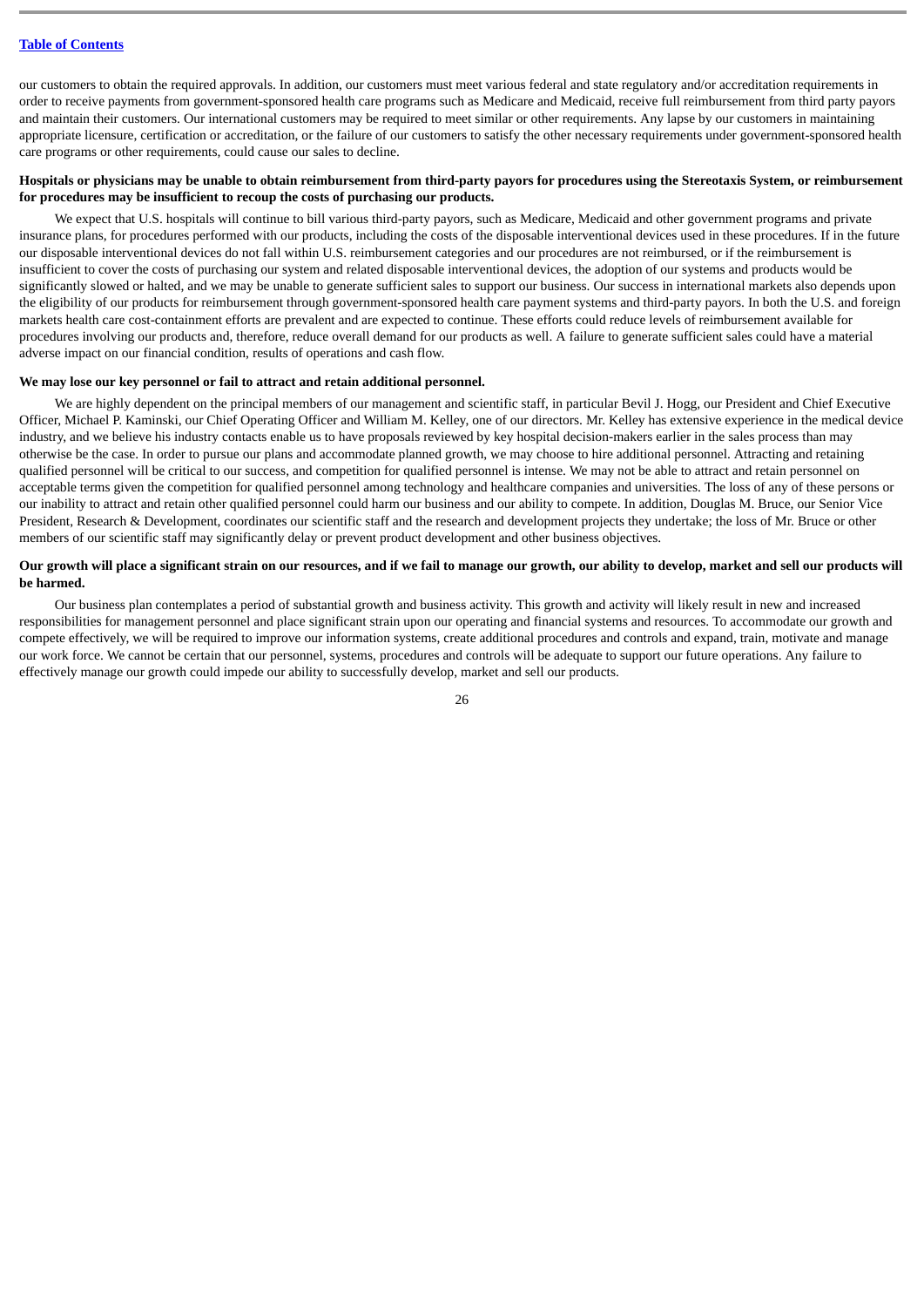our customers to obtain the required approvals. In addition, our customers must meet various federal and state regulatory and/or accreditation requirements in order to receive payments from government-sponsored health care programs such as Medicare and Medicaid, receive full reimbursement from third party payors and maintain their customers. Our international customers may be required to meet similar or other requirements. Any lapse by our customers in maintaining appropriate licensure, certification or accreditation, or the failure of our customers to satisfy the other necessary requirements under government-sponsored health care programs or other requirements, could cause our sales to decline.

**Hospitals or physicians may be unable to obtain reimbursement from third-party payors for procedures using the Stereotaxis System, or reimbursement for procedures may be insufficient to recoup the costs of purchasing our products.**

We expect that U.S. hospitals will continue to bill various third-party payors, such as Medicare, Medicaid and other government programs and private insurance plans, for procedures performed with our products, including the costs of the disposable interventional devices used in these procedures. If in the future our disposable interventional devices do not fall within U.S. reimbursement categories and our procedures are not reimbursed, or if the reimbursement is insufficient to cover the costs of purchasing our system and related disposable interventional devices, the adoption of our systems and products would be significantly slowed or halted, and we may be unable to generate sufficient sales to support our business. Our success in international markets also depends upon the eligibility of our products for reimbursement through government-sponsored health care payment systems and third-party payors. In both the U.S. and foreign markets health care cost-containment efforts are prevalent and are expected to continue. These efforts could reduce levels of reimbursement available for procedures involving our products and, therefore, reduce overall demand for our products as well. A failure to generate sufficient sales could have a material adverse impact on our financial condition, results of operations and cash flow.

**We may lose our key personnel or fail to attract and retain additional personnel.**

We are highly dependent on the principal members of our management and scientific staff, in particular Bevil J. Hogg, our President and Chief Executive Officer, Michael P. Kaminski, our Chief Operating Officer and William M. Kelley, one of our directors. Mr. Kelley has extensive experience in the medical device industry, and we believe his industry contacts enable us to have proposals reviewed by key hospital decision-makers earlier in the sales process than may otherwise be the case. In order to pursue our plans and accommodate planned growth, we may choose to hire additional personnel. Attracting and retaining qualified personnel will be critical to our success, and competition for qualified personnel is intense. We may not be able to attract and retain personnel on acceptable terms given the competition for qualified personnel among technology and healthcare companies and universities. The loss of any of these persons or our inability to attract and retain other qualified personnel could harm our business and our ability to compete. In addition, Douglas M. Bruce, our Senior Vice President, Research & Development, coordinates our scientific staff and the research and development projects they undertake; the loss of Mr. Bruce or other members of our scientific staff may significantly delay or prevent product development and other business objectives.

**Our growth will place a significant strain on our resources, and if we fail to manage our growth, our ability to develop, market and sell our products will be harmed.**

Our business plan contemplates a period of substantial growth and business activity. This growth and activity will likely result in new and increased responsibilities for management personnel and place significant strain upon our operating and financial systems and resources. To accommodate our growth and compete effectively, we will be required to improve our information systems, create additional procedures and controls and expand, train, motivate and manage our work force. We cannot be certain that our personnel, systems, procedures and controls will be adequate to support our future operations. Any failure to effectively manage our growth could impede our ability to successfully develop, market and sell our products.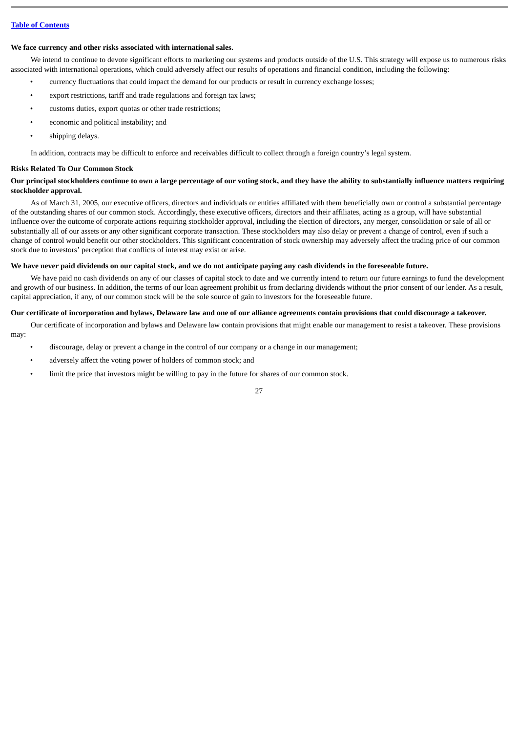**We face currency and other risks associated with international sales.**

We intend to continue to devote significant efforts to marketing our systems and products outside of the U.S. This strategy will expose us to numerous risks associated with international operations, which could adversely affect our results of operations and financial condition, including the following:

- currency fluctuations that could impact the demand for our products or result in currency exchange losses;
- export restrictions, tariff and trade regulations and foreign tax laws;
- customs duties, export quotas or other trade restrictions;
- economic and political instability; and
- shipping delays.

In addition, contracts may be difficult to enforce and receivables difficult to collect through a foreign country's legal system.

### Risks Related To Our Common Stock

**Our principal stockholders continue to own a large percentage of our voting stock, and they have the ability to substantially influence matters requiring stockholder approval.**

As of March 31, 2005, our executive officers, directors and individuals or entities affiliated with them beneficially own or control a substantial percentage of the outstanding shares of our common stock. Accordingly, these executive officers, directors and their affiliates, acting as a group, will have substantial influence over the outcome of corporate actions requiring stockholder approval, including the election of directors, any merger, consolidation or sale of all or substantially all of our assets or any other significant corporate transaction. These stockholders may also delay or prevent a change of control, even if such a change of control would benefit our other stockholders. This significant concentration of stock ownership may adversely affect the trading price of our common stock due to investors' perception that conflicts of interest may exist or arise.

**We have never paid dividends on our capital stock, and we do not anticipate paying any cash dividends in the foreseeable future.**

We have paid no cash dividends on any of our classes of capital stock to date and we currently intend to return our future earnings to fund the development and growth of our business. In addition, the terms of our loan agreement prohibit us from declaring dividends without the prior consent of our lender. As a result, capital appreciation, if any, of our common stock will be the sole source of gain to investors for the foreseeable future.

**Our certificate of incorporation and bylaws, Delaware law and one of our alliance agreements contain provisions that could discourage a takeover.**

Our certificate of incorporation and bylaws and Delaware law contain provisions that might enable our management to resist a takeover. These provisions may:

- discourage, delay or prevent a change in the control of our company or a change in our management;
- adversely affect the voting power of holders of common stock; and
- limit the price that investors might be willing to pay in the future for shares of our common stock.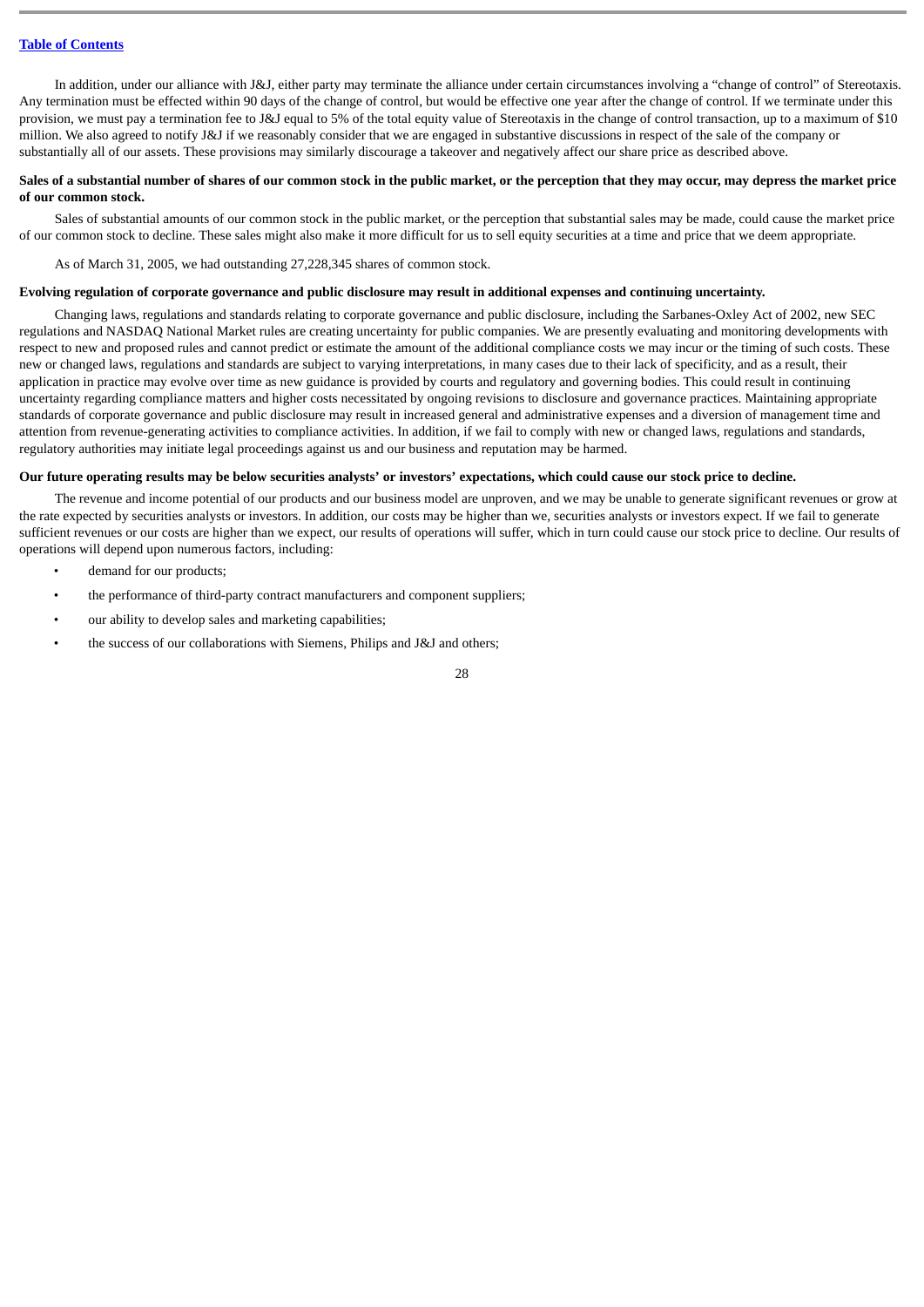In addition, under our alliance with J&J, either party may terminate the alliance under certain circumstances involving a "change of control" of Stereotaxis. Any termination must be effected within 90 days of the change of control, but would be effective one year after the change of control. If we terminate under this provision, we must pay a termination fee to J&J equal to 5% of the total equity value of Stereotaxis in the change of control transaction, up to a maximum of $10 million. We also agreed to notify J&J if we reasonably consider that we are engaged in substantive discussions in respect of the sale of the company or substantially all of our assets. These provisions may similarly discourage a takeover and negatively affect our share price as described above.

**Sales of a substantial number of shares of our common stock in the public market, or the perception that they may occur, may depress the market price of our common stock.**

Sales of substantial amounts of our common stock in the public market, or the perception that substantial sales may be made, could cause the market price of our common stock to decline. These sales might also make it more difficult for us to sell equity securities at a time and price that we deem appropriate.

As of March 31, 2005, we had outstanding 27,228,345 shares of common stock.

**Evolving regulation of corporate governance and public disclosure may result in additional expenses and continuing uncertainty.**

Changing laws, regulations and standards relating to corporate governance and public disclosure, including the Sarbanes-Oxley Act of 2002, new SEC regulations and NASDAQ National Market rules are creating uncertainty for public companies. We are presently evaluating and monitoring developments with respect to new and proposed rules and cannot predict or estimate the amount of the additional compliance costs we may incur or the timing of such costs. These new or changed laws, regulations and standards are subject to varying interpretations, in many cases due to their lack of specificity, and as a result, their application in practice may evolve over time as new guidance is provided by courts and regulatory and governing bodies. This could result in continuing uncertainty regarding compliance matters and higher costs necessitated by ongoing revisions to disclosure and governance practices. Maintaining appropriate standards of corporate governance and public disclosure may result in increased general and administrative expenses and a diversion of management time and attention from revenue-generating activities to compliance activities. In addition, if we fail to comply with new or changed laws, regulations and standards, regulatory authorities may initiate legal proceedings against us and our business and reputation may be harmed.

**Our future operating results may be below securities analysts' or investors' expectations, which could cause our stock price to decline.**

The revenue and income potential of our products and our business model are unproven, and we may be unable to generate significant revenues or grow at the rate expected by securities analysts or investors. In addition, our costs may be higher than we, securities analysts or investors expect. If we fail to generate sufficient revenues or our costs are higher than we expect, our results of operations will suffer, which in turn could cause our stock price to decline. Our results of operations will depend upon numerous factors, including:

- demand for our products;
- the performance of third-party contract manufacturers and component suppliers;
- our ability to develop sales and marketing capabilities;
- the success of our collaborations with Siemens, Philips and J&J and others;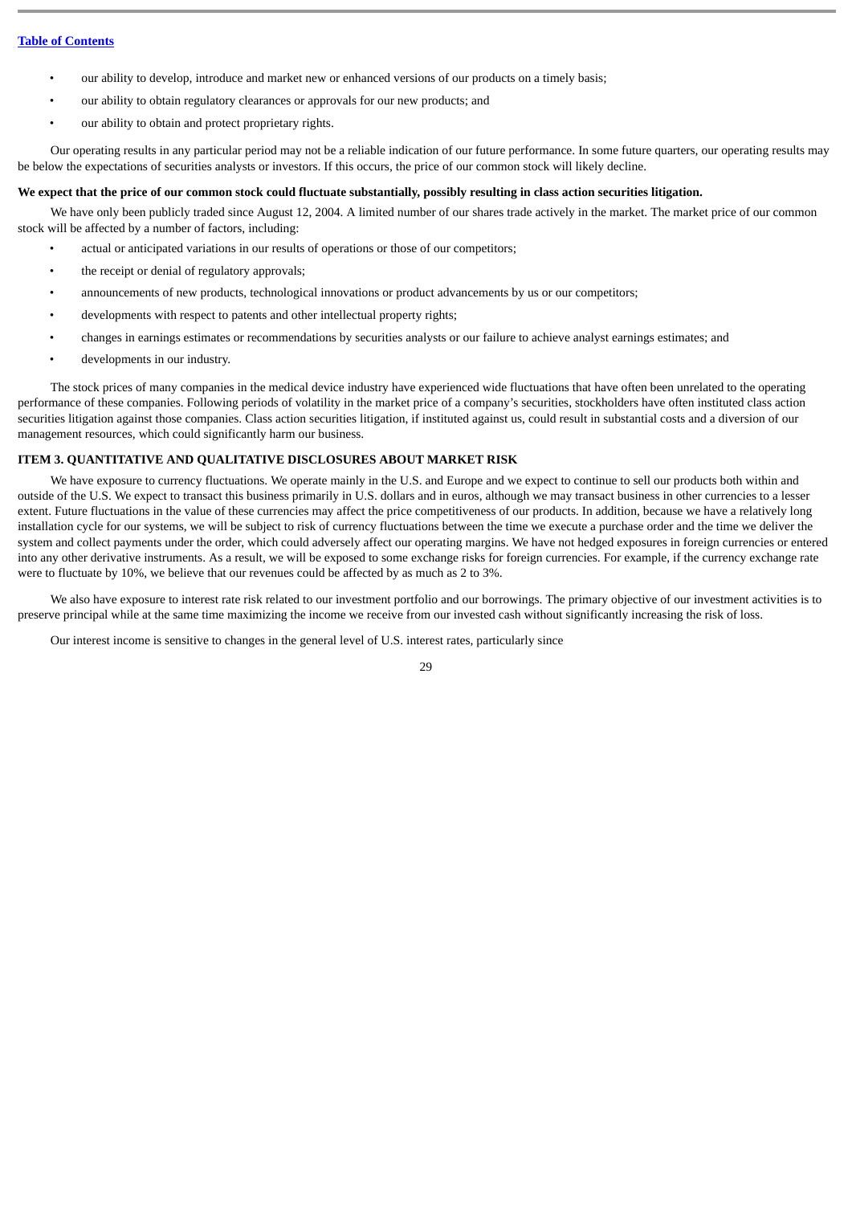- our ability to develop, introduce and market new or enhanced versions of our products on a timely basis;
- our ability to obtain regulatory clearances or approvals for our new products; and
- our ability to obtain and protect proprietary rights.

Our operating results in any particular period may not be a reliable indication of our future performance. In some future quarters, our operating results may be below the expectations of securities analysts or investors. If this occurs, the price of our common stock will likely decline.

**We expect that the price of our common stock could fluctuate substantially, possibly resulting in class action securities litigation.**

We have only been publicly traded since August 12, 2004. A limited number of our shares trade actively in the market. The market price of our common stock will be affected by a number of factors, including:

- actual or anticipated variations in our results of operations or those of our competitors;
- the receipt or denial of regulatory approvals;
- announcements of new products, technological innovations or product advancements by us or our competitors;
- developments with respect to patents and other intellectual property rights;
- changes in earnings estimates or recommendations by securities analysts or our failure to achieve analyst earnings estimates; and
- developments in our industry.

The stock prices of many companies in the medical device industry have experienced wide fluctuations that have often been unrelated to the operating performance of these companies. Following periods of volatility in the market price of a company's securities, stockholders have often instituted class action securities litigation against those companies. Class action securities litigation, if instituted against us, could result in substantial costs and a diversion of our management resources, which could significantly harm our business.

## ITEM 3. QUANTITATIVE AND QUALITATIVE DISCLOSURES ABOUT MARKET RISK

We have exposure to currency fluctuations. We operate mainly in the U.S. and Europe and we expect to continue to sell our products both within and outside of the U.S. We expect to transact this business primarily in U.S. dollars and in euros, although we may transact business in other currencies to a lesser extent. Future fluctuations in the value of these currencies may affect the price competitiveness of our products. In addition, because we have a relatively long installation cycle for our systems, we will be subject to risk of currency fluctuations between the time we execute a purchase order and the time we deliver the system and collect payments under the order, which could adversely affect our operating margins. We have not hedged exposures in foreign currencies or entered into any other derivative instruments. As a result, we will be exposed to some exchange risks for foreign currencies. For example, if the currency exchange rate were to fluctuate by 10%, we believe that our revenues could be affected by as much as 2 to 3%.

We also have exposure to interest rate risk related to our investment portfolio and our borrowings. The primary objective of our investment activities is to preserve principal while at the same time maximizing the income we receive from our invested cash without significantly increasing the risk of loss.

Our interest income is sensitive to changes in the general level of U.S. interest rates, particularly since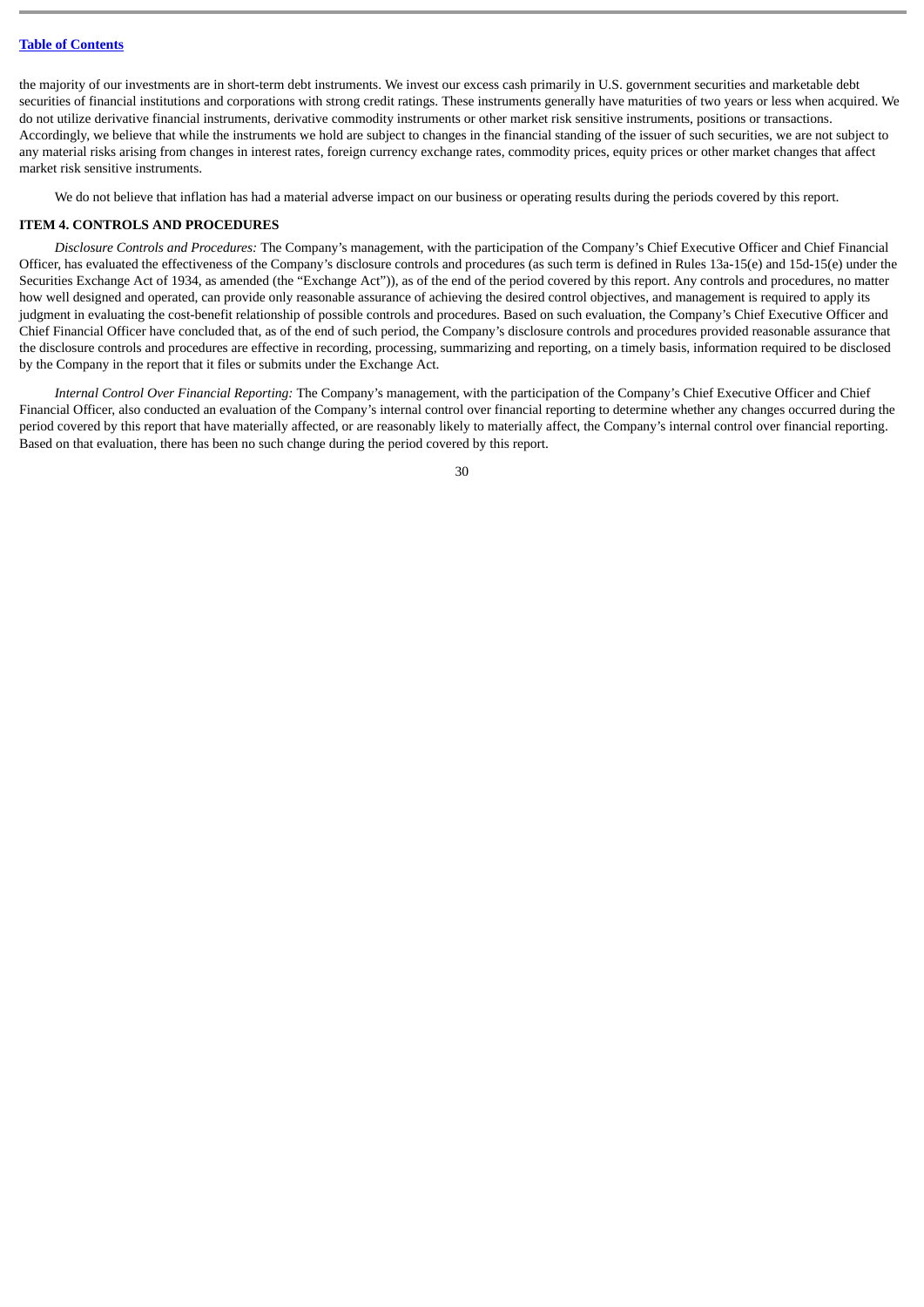the majority of our investments are in short-term debt instruments. We invest our excess cash primarily in U.S. government securities and marketable debt securities of financial institutions and corporations with strong credit ratings. These instruments generally have maturities of two years or less when acquired. We do not utilize derivative financial instruments, derivative commodity instruments or other market risk sensitive instruments, positions or transactions. Accordingly, we believe that while the instruments we hold are subject to changes in the financial standing of the issuer of such securities, we are not subject to any material risks arising from changes in interest rates, foreign currency exchange rates, commodity prices, equity prices or other market changes that affect market risk sensitive instruments.

We do not believe that inflation has had a material adverse impact on our business or operating results during the periods covered by this report.

## ITEM 4. CONTROLS AND PROCEDURES

*Disclosure Controls and Procedures:* The Company's management, with the participation of the Company's Chief Executive Officer and Chief Financial Officer, has evaluated the effectiveness of the Company's disclosure controls and procedures (as such term is defined in Rules 13a-15(e) and 15d-15(e) under the Securities Exchange Act of 1934, as amended (the "Exchange Act")), as of the end of the period covered by this report. Any controls and procedures, no matter how well designed and operated, can provide only reasonable assurance of achieving the desired control objectives, and management is required to apply its judgment in evaluating the cost-benefit relationship of possible controls and procedures. Based on such evaluation, the Company's Chief Executive Officer and Chief Financial Officer have concluded that, as of the end of such period, the Company's disclosure controls and procedures provided reasonable assurance that the disclosure controls and procedures are effective in recording, processing, summarizing and reporting, on a timely basis, information required to be disclosed by the Company in the report that it files or submits under the Exchange Act.

*Internal Control Over Financial Reporting:* The Company's management, with the participation of the Company's Chief Executive Officer and Chief Financial Officer, also conducted an evaluation of the Company's internal control over financial reporting to determine whether any changes occurred during the period covered by this report that have materially affected, or are reasonably likely to materially affect, the Company's internal control over financial reporting. Based on that evaluation, there has been no such change during the period covered by this report.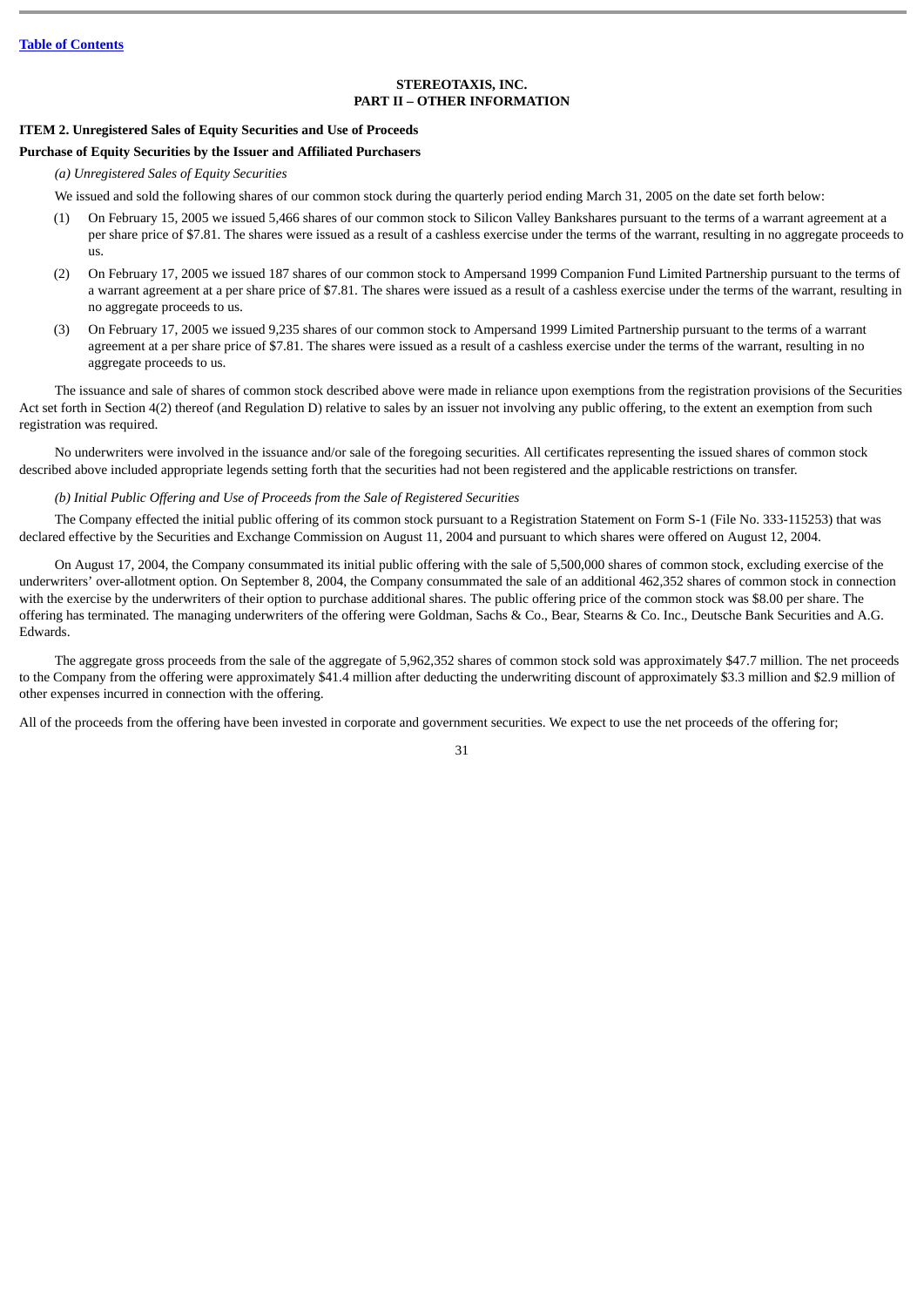**STEREOTAXIS, INC.**
**PART II – OTHER INFORMATION**

**ITEM 2. Unregistered Sales of Equity Securities and Use of Proceeds**

**Purchase of Equity Securities by the Issuer and Affiliated Purchasers**

*(a) Unregistered Sales of Equity Securities*

We issued and sold the following shares of our common stock during the quarterly period ending March 31, 2005 on the date set forth below:

(1) On February 15, 2005 we issued 5,466 shares of our common stock to Silicon Valley Bankshares pursuant to the terms of a warrant agreement at a per share price of $7.81. The shares were issued as a result of a cashless exercise under the terms of the warrant, resulting in no aggregate proceeds to us.

(2) On February 17, 2005 we issued 187 shares of our common stock to Ampersand 1999 Companion Fund Limited Partnership pursuant to the terms of a warrant agreement at a per share price of $7.81. The shares were issued as a result of a cashless exercise under the terms of the warrant, resulting in no aggregate proceeds to us.

(3) On February 17, 2005 we issued 9,235 shares of our common stock to Ampersand 1999 Limited Partnership pursuant to the terms of a warrant agreement at a per share price of $7.81. The shares were issued as a result of a cashless exercise under the terms of the warrant, resulting in no aggregate proceeds to us.

The issuance and sale of shares of common stock described above were made in reliance upon exemptions from the registration provisions of the Securities Act set forth in Section 4(2) thereof (and Regulation D) relative to sales by an issuer not involving any public offering, to the extent an exemption from such registration was required.

No underwriters were involved in the issuance and/or sale of the foregoing securities. All certificates representing the issued shares of common stock described above included appropriate legends setting forth that the securities had not been registered and the applicable restrictions on transfer.

*(b) Initial Public Offering and Use of Proceeds from the Sale of Registered Securities*

The Company effected the initial public offering of its common stock pursuant to a Registration Statement on Form S-1 (File No. 333-115253) that was declared effective by the Securities and Exchange Commission on August 11, 2004 and pursuant to which shares were offered on August 12, 2004.

On August 17, 2004, the Company consummated its initial public offering with the sale of 5,500,000 shares of common stock, excluding exercise of the underwriters' over-allotment option. On September 8, 2004, the Company consummated the sale of an additional 462,352 shares of common stock in connection with the exercise by the underwriters of their option to purchase additional shares. The public offering price of the common stock was $8.00 per share. The offering has terminated. The managing underwriters of the offering were Goldman, Sachs & Co., Bear, Stearns & Co. Inc., Deutsche Bank Securities and A.G. Edwards.

The aggregate gross proceeds from the sale of the aggregate of 5,962,352 shares of common stock sold was approximately $47.7 million. The net proceeds to the Company from the offering were approximately $41.4 million after deducting the underwriting discount of approximately $3.3 million and $2.9 million of other expenses incurred in connection with the offering.

All of the proceeds from the offering have been invested in corporate and government securities. We expect to use the net proceeds of the offering for;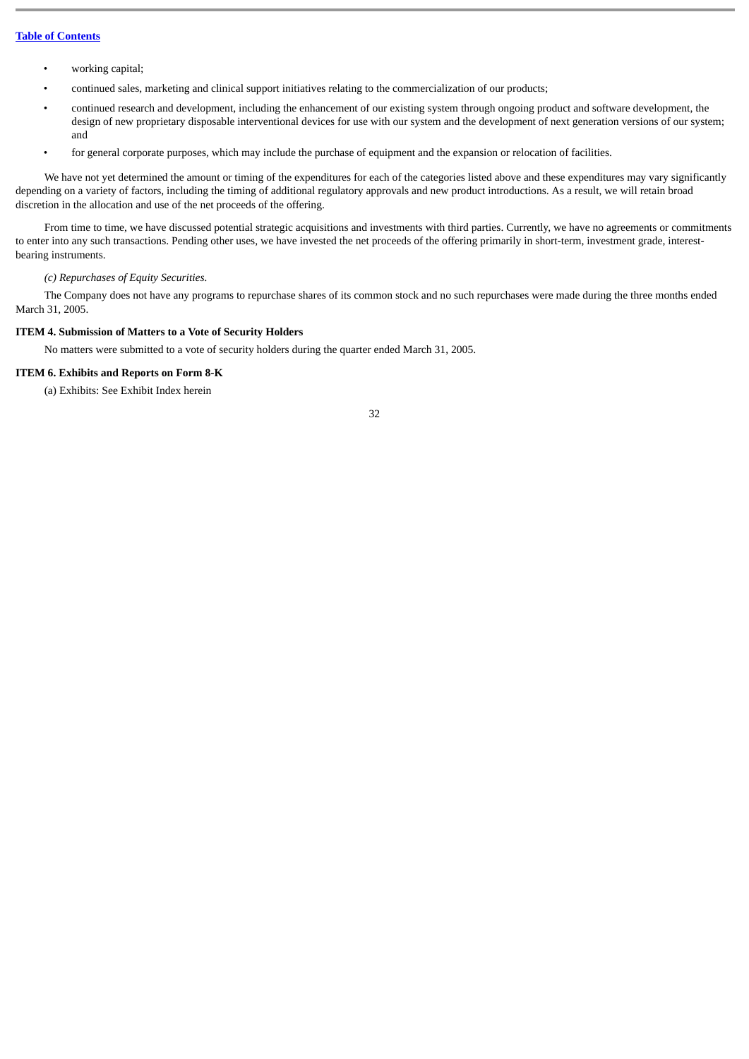- working capital;
- continued sales, marketing and clinical support initiatives relating to the commercialization of our products;
- continued research and development, including the enhancement of our existing system through ongoing product and software development, the design of new proprietary disposable interventional devices for use with our system and the development of next generation versions of our system; and
- for general corporate purposes, which may include the purchase of equipment and the expansion or relocation of facilities.

We have not yet determined the amount or timing of the expenditures for each of the categories listed above and these expenditures may vary significantly depending on a variety of factors, including the timing of additional regulatory approvals and new product introductions. As a result, we will retain broad discretion in the allocation and use of the net proceeds of the offering.

From time to time, we have discussed potential strategic acquisitions and investments with third parties. Currently, we have no agreements or commitments to enter into any such transactions. Pending other uses, we have invested the net proceeds of the offering primarily in short-term, investment grade, interest-bearing instruments.

*(c) Repurchases of Equity Securities.*

The Company does not have any programs to repurchase shares of its common stock and no such repurchases were made during the three months ended March 31, 2005.

**ITEM 4. Submission of Matters to a Vote of Security Holders**

No matters were submitted to a vote of security holders during the quarter ended March 31, 2005.

**ITEM 6. Exhibits and Reports on Form 8-K**

(a) Exhibits: See Exhibit Index herein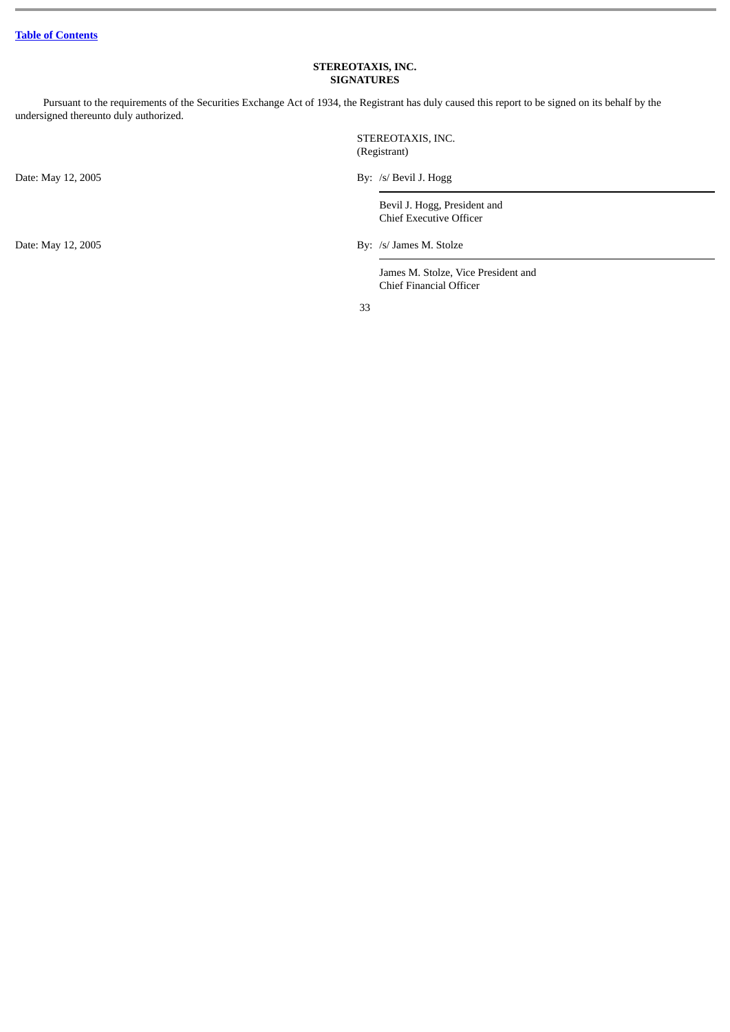[Table of Contents](#)

**STEREOTAXIS, INC.**
**SIGNATURES**

Pursuant to the requirements of the Securities Exchange Act of 1934, the Registrant has duly caused this report to be signed on its behalf by the undersigned thereunto duly authorized.

STEREOTAXIS, INC.
(Registrant)

Date: May 12, 2005

By: /s/ Bevil J. Hogg

Bevil J. Hogg, President and
Chief Executive Officer

Date: May 12, 2005

By: /s/ James M. Stolze

James M. Stolze, Vice President and
Chief Financial Officer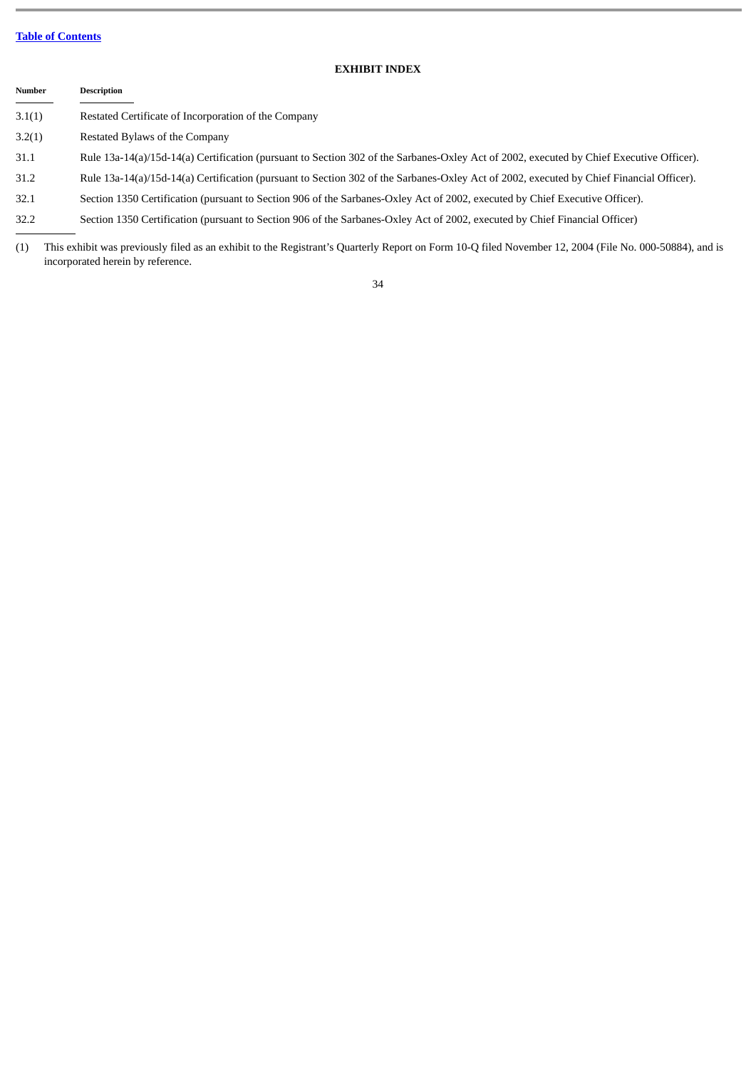[Table of Contents](#)

## EXHIBIT INDEX

| Number | Description |
| --- | --- |
| 3.1(1) | Restated Certificate of Incorporation of the Company |
| 3.2(1) | Restated Bylaws of the Company |
| 31.1 | Rule 13a-14(a)/15d-14(a) Certification (pursuant to Section 302 of the Sarbanes-Oxley Act of 2002, executed by Chief Executive Officer). |
| 31.2 | Rule 13a-14(a)/15d-14(a) Certification (pursuant to Section 302 of the Sarbanes-Oxley Act of 2002, executed by Chief Financial Officer). |
| 32.1 | Section 1350 Certification (pursuant to Section 906 of the Sarbanes-Oxley Act of 2002, executed by Chief Executive Officer). |
| 32.2 | Section 1350 Certification (pursuant to Section 906 of the Sarbanes-Oxley Act of 2002, executed by Chief Financial Officer) |

(1) This exhibit was previously filed as an exhibit to the Registrant's Quarterly Report on Form 10-Q filed November 12, 2004 (File No. 000-50884), and is incorporated herein by reference.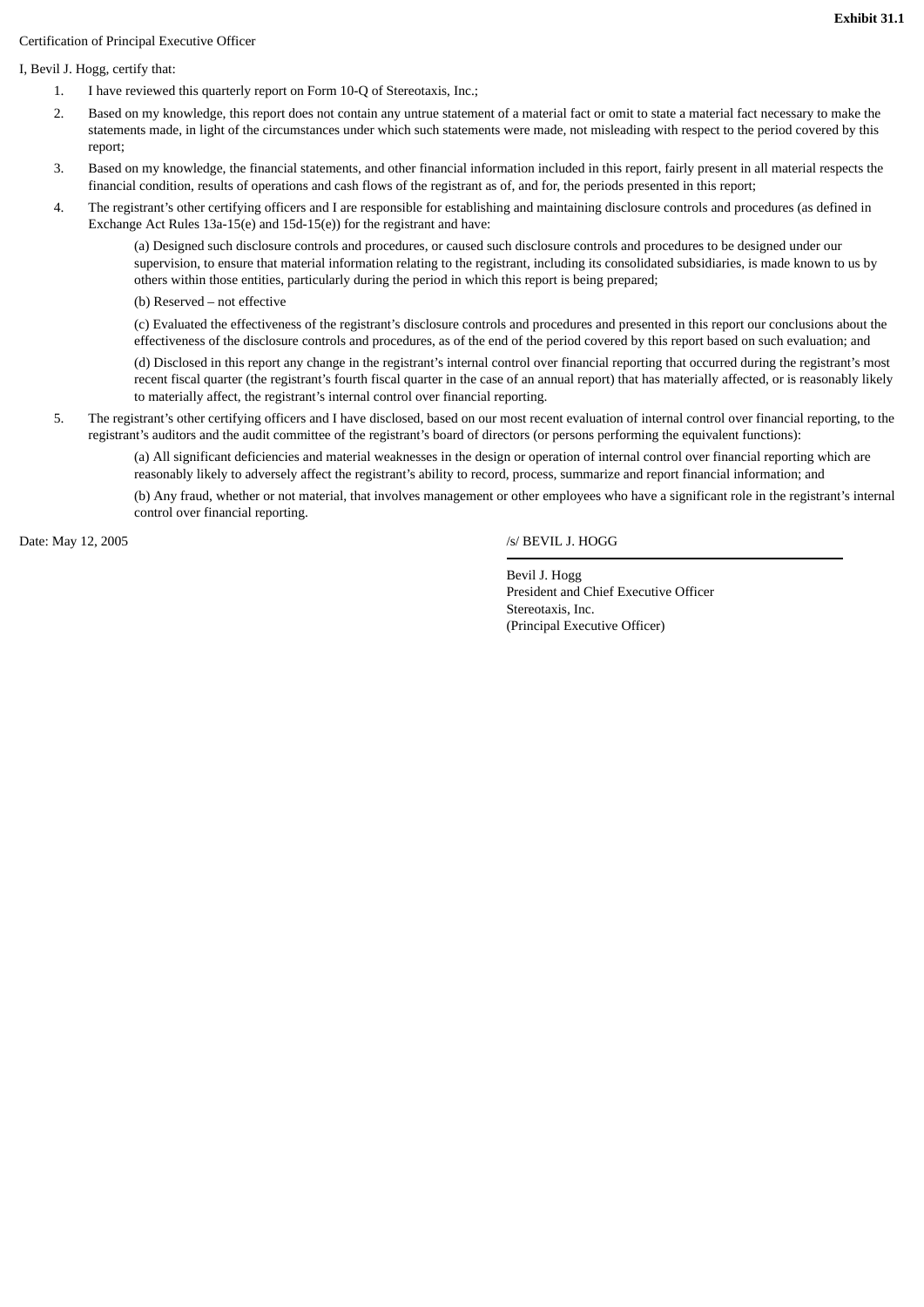**Exhibit 31.1**

Certification of Principal Executive Officer

I, Bevil J. Hogg, certify that:

1. I have reviewed this quarterly report on Form 10-Q of Stereotaxis, Inc.;
2. Based on my knowledge, this report does not contain any untrue statement of a material fact or omit to state a material fact necessary to make the statements made, in light of the circumstances under which such statements were made, not misleading with respect to the period covered by this report;
3. Based on my knowledge, the financial statements, and other financial information included in this report, fairly present in all material respects the financial condition, results of operations and cash flows of the registrant as of, and for, the periods presented in this report;
4. The registrant's other certifying officers and I are responsible for establishing and maintaining disclosure controls and procedures (as defined in Exchange Act Rules 13a-15(e) and 15d-15(e)) for the registrant and have:

   (a) Designed such disclosure controls and procedures, or caused such disclosure controls and procedures to be designed under our supervision, to ensure that material information relating to the registrant, including its consolidated subsidiaries, is made known to us by others within those entities, particularly during the period in which this report is being prepared;

   (b) Reserved – not effective

   (c) Evaluated the effectiveness of the registrant's disclosure controls and procedures and presented in this report our conclusions about the effectiveness of the disclosure controls and procedures, as of the end of the period covered by this report based on such evaluation; and

   (d) Disclosed in this report any change in the registrant's internal control over financial reporting that occurred during the registrant's most recent fiscal quarter (the registrant's fourth fiscal quarter in the case of an annual report) that has materially affected, or is reasonably likely to materially affect, the registrant's internal control over financial reporting.
5. The registrant's other certifying officers and I have disclosed, based on our most recent evaluation of internal control over financial reporting, to the registrant's auditors and the audit committee of the registrant's board of directors (or persons performing the equivalent functions):

   (a) All significant deficiencies and material weaknesses in the design or operation of internal control over financial reporting which are reasonably likely to adversely affect the registrant's ability to record, process, summarize and report financial information; and

   (b) Any fraud, whether or not material, that involves management or other employees who have a significant role in the registrant's internal control over financial reporting.

Date: May 12, 2005

/s/ BEVIL J. HOGG

Bevil J. Hogg
President and Chief Executive Officer
Stereotaxis, Inc.
(Principal Executive Officer)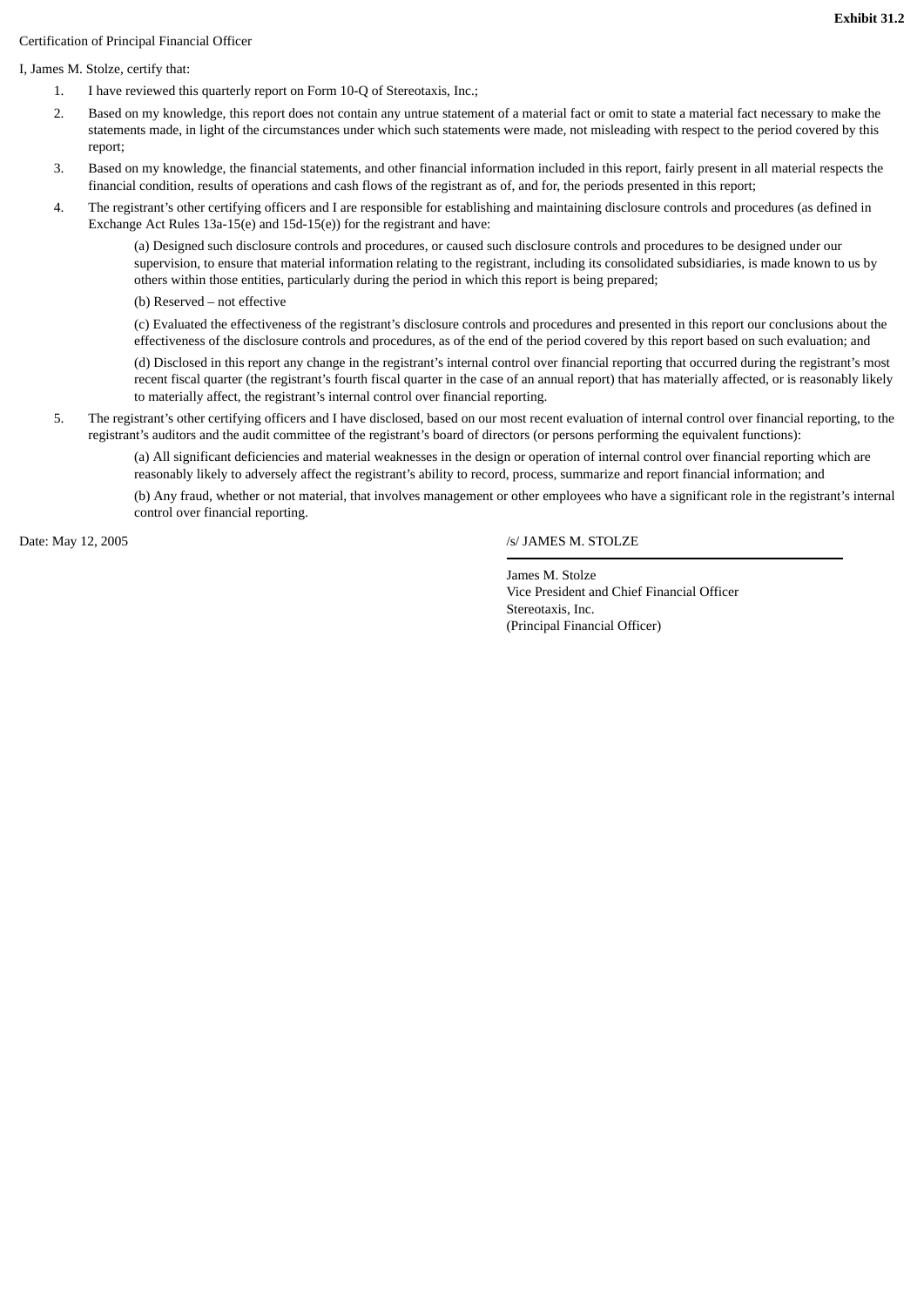**Exhibit 31.2**

Certification of Principal Financial Officer

I, James M. Stolze, certify that:

1. I have reviewed this quarterly report on Form 10-Q of Stereotaxis, Inc.;
2. Based on my knowledge, this report does not contain any untrue statement of a material fact or omit to state a material fact necessary to make the statements made, in light of the circumstances under which such statements were made, not misleading with respect to the period covered by this report;
3. Based on my knowledge, the financial statements, and other financial information included in this report, fairly present in all material respects the financial condition, results of operations and cash flows of the registrant as of, and for, the periods presented in this report;
4. The registrant's other certifying officers and I are responsible for establishing and maintaining disclosure controls and procedures (as defined in Exchange Act Rules 13a-15(e) and 15d-15(e)) for the registrant and have:

   (a) Designed such disclosure controls and procedures, or caused such disclosure controls and procedures to be designed under our supervision, to ensure that material information relating to the registrant, including its consolidated subsidiaries, is made known to us by others within those entities, particularly during the period in which this report is being prepared;

   (b) Reserved – not effective

   (c) Evaluated the effectiveness of the registrant's disclosure controls and procedures and presented in this report our conclusions about the effectiveness of the disclosure controls and procedures, as of the end of the period covered by this report based on such evaluation; and

   (d) Disclosed in this report any change in the registrant's internal control over financial reporting that occurred during the registrant's most recent fiscal quarter (the registrant's fourth fiscal quarter in the case of an annual report) that has materially affected, or is reasonably likely to materially affect, the registrant's internal control over financial reporting.

5. The registrant's other certifying officers and I have disclosed, based on our most recent evaluation of internal control over financial reporting, to the registrant's auditors and the audit committee of the registrant's board of directors (or persons performing the equivalent functions):

   (a) All significant deficiencies and material weaknesses in the design or operation of internal control over financial reporting which are reasonably likely to adversely affect the registrant's ability to record, process, summarize and report financial information; and

   (b) Any fraud, whether or not material, that involves management or other employees who have a significant role in the registrant's internal control over financial reporting.

Date: May 12, 2005

/s/ JAMES M. STOLZE

James M. Stolze
Vice President and Chief Financial Officer
Stereotaxis, Inc.
(Principal Financial Officer)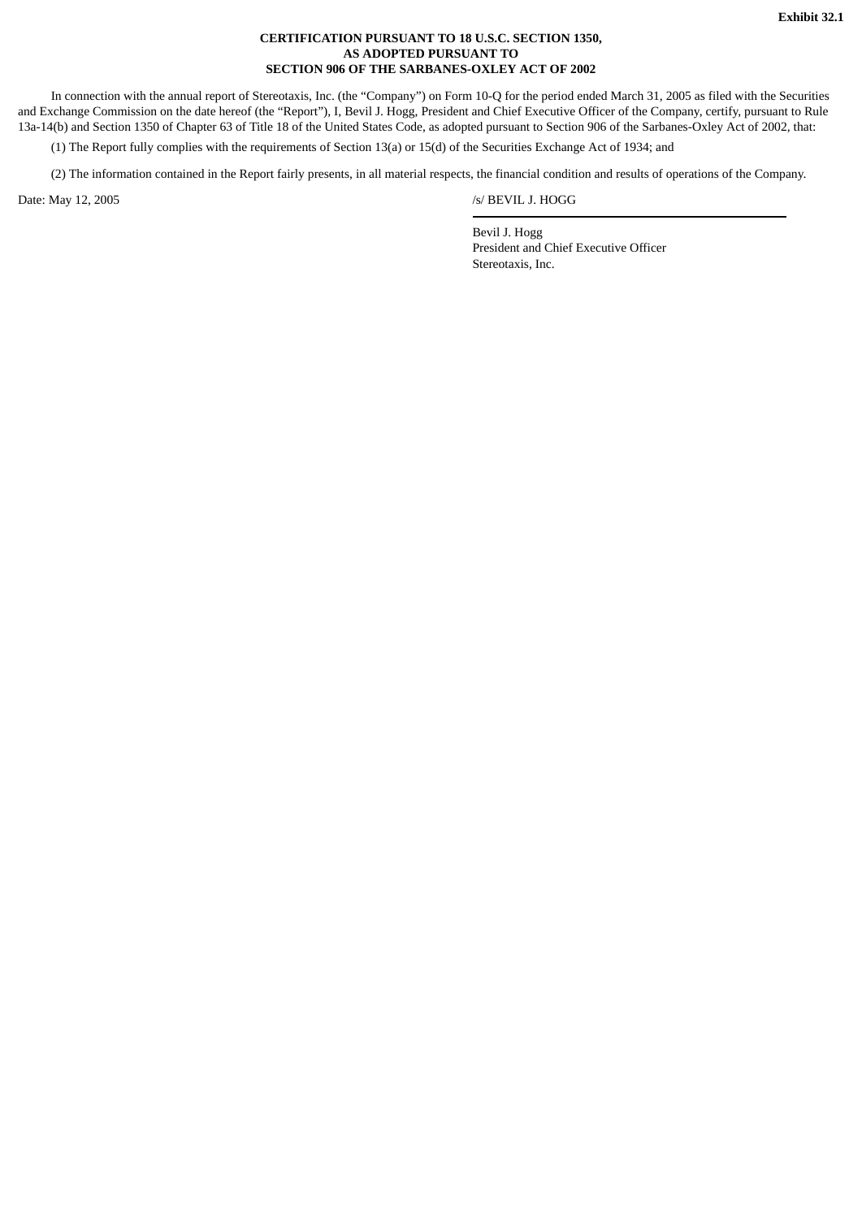**Exhibit 32.1**

**CERTIFICATION PURSUANT TO 18 U.S.C. SECTION 1350,
AS ADOPTED PURSUANT TO
SECTION 906 OF THE SARBANES-OXLEY ACT OF 2002**

In connection with the annual report of Stereotaxis, Inc. (the "Company") on Form 10-Q for the period ended March 31, 2005 as filed with the Securities and Exchange Commission on the date hereof (the "Report"), I, Bevil J. Hogg, President and Chief Executive Officer of the Company, certify, pursuant to Rule 13a-14(b) and Section 1350 of Chapter 63 of Title 18 of the United States Code, as adopted pursuant to Section 906 of the Sarbanes-Oxley Act of 2002, that:

(1) The Report fully complies with the requirements of Section 13(a) or 15(d) of the Securities Exchange Act of 1934; and

(2) The information contained in the Report fairly presents, in all material respects, the financial condition and results of operations of the Company.

Date: May 12, 2005

/s/ BEVIL J. HOGG

Bevil J. Hogg
President and Chief Executive Officer
Stereotaxis, Inc.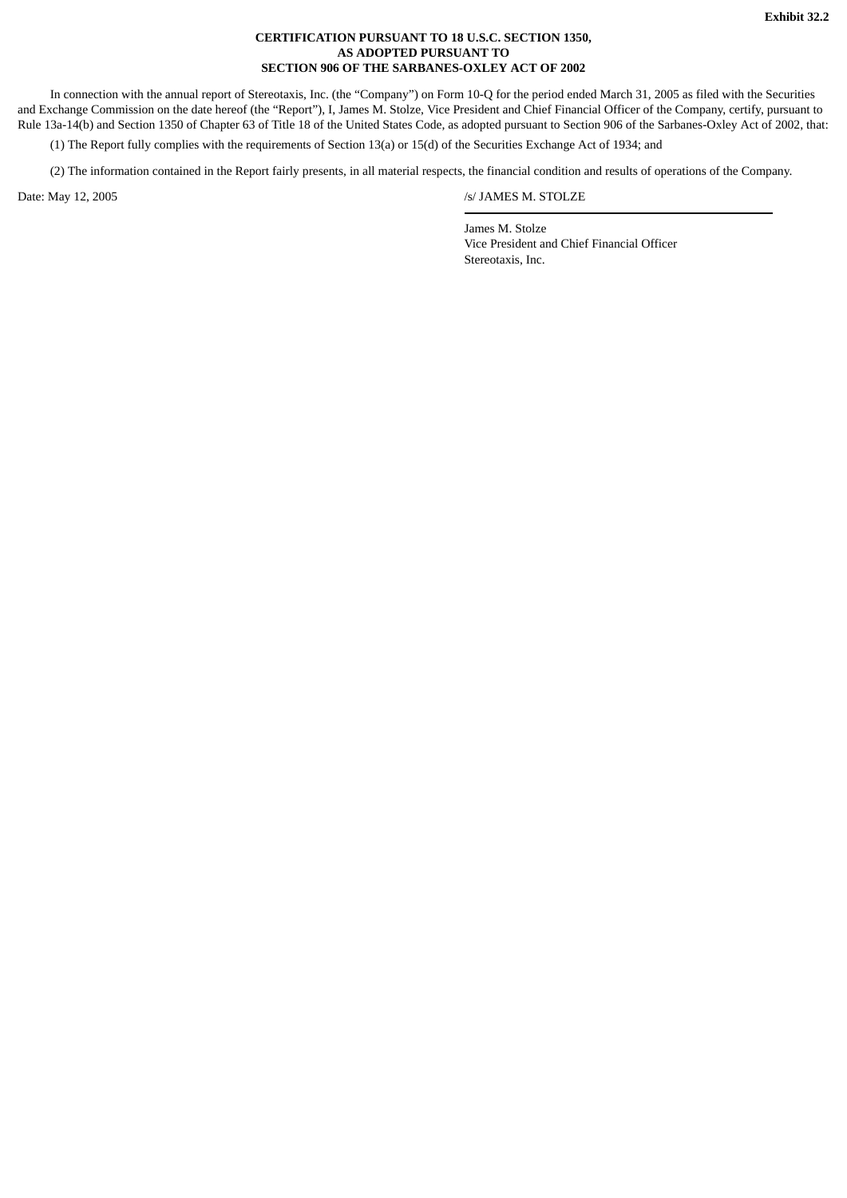**Exhibit 32.2**

**CERTIFICATION PURSUANT TO 18 U.S.C. SECTION 1350,
AS ADOPTED PURSUANT TO
SECTION 906 OF THE SARBANES-OXLEY ACT OF 2002**

In connection with the annual report of Stereotaxis, Inc. (the "Company") on Form 10-Q for the period ended March 31, 2005 as filed with the Securities and Exchange Commission on the date hereof (the "Report"), I, James M. Stolze, Vice President and Chief Financial Officer of the Company, certify, pursuant to Rule 13a-14(b) and Section 1350 of Chapter 63 of Title 18 of the United States Code, as adopted pursuant to Section 906 of the Sarbanes-Oxley Act of 2002, that:

(1) The Report fully complies with the requirements of Section 13(a) or 15(d) of the Securities Exchange Act of 1934; and

(2) The information contained in the Report fairly presents, in all material respects, the financial condition and results of operations of the Company.

Date: May 12, 2005

/s/ JAMES M. STOLZE

James M. Stolze
Vice President and Chief Financial Officer
Stereotaxis, Inc.